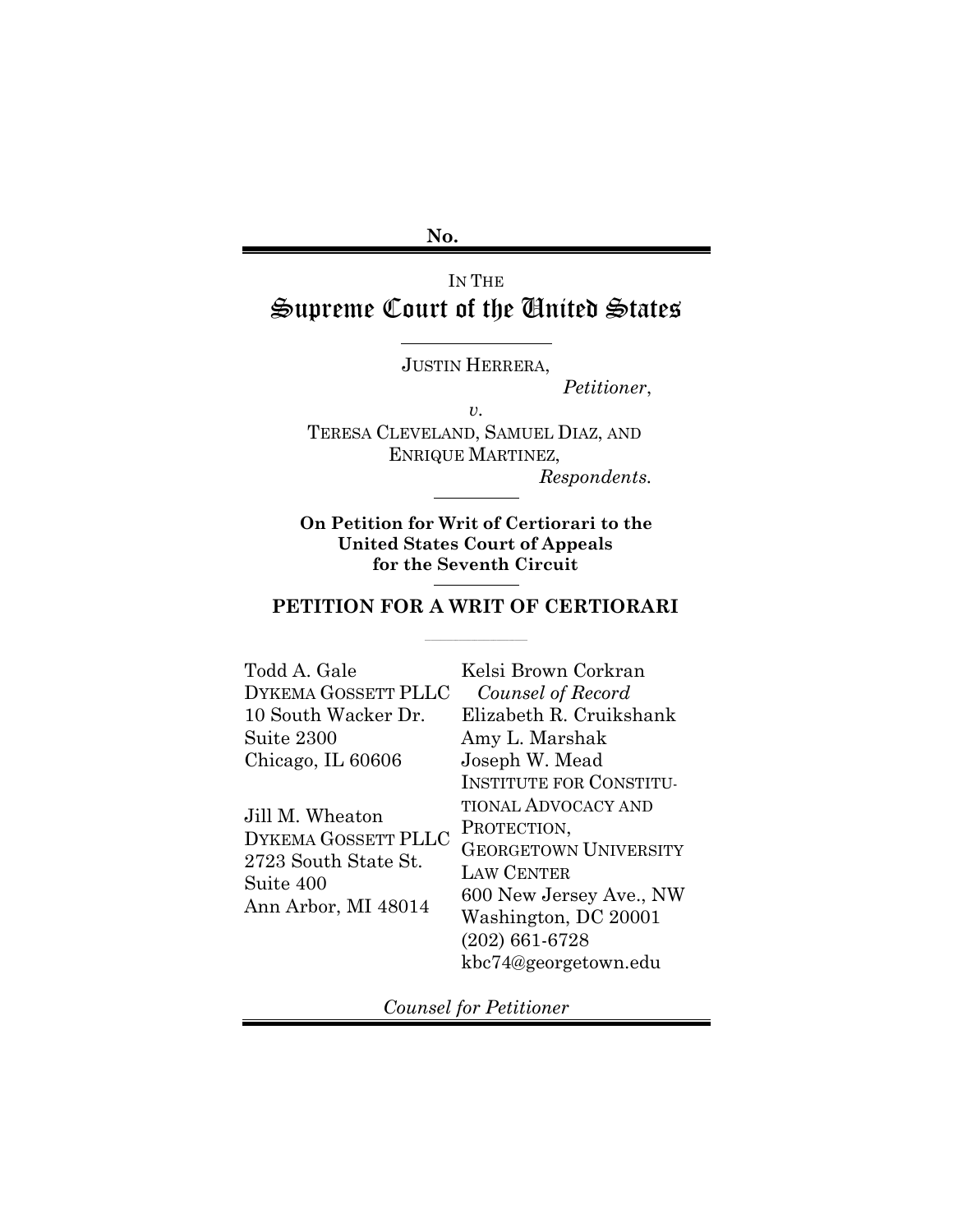**No.**

IN THE

# Supreme Court of the United States

JUSTIN HERRERA,

*Petitioner*,

*v.*

TERESA CLEVELAND, SAMUEL DIAZ, AND ENRIQUE MARTINEZ,

*Respondents.*

**On Petition for Writ of Certiorari to the United States Court of Appeals for the Seventh Circuit**

## PETITION FOR A WRIT OF CERTIORARI

Todd A. Gale
DYKEMA GOSSETT PLLC
10 South Wacker Dr.
Suite 2300
Chicago, IL 60606

Jill M. Wheaton
DYKEMA GOSSETT PLLC
2723 South State St.
Suite 400
Ann Arbor, MI 48014

Kelsi Brown Corkran
*Counsel of Record*
Elizabeth R. Cruikshank
Amy L. Marshak
Joseph W. Mead
INSTITUTE FOR CONSTITUTIONAL ADVOCACY AND PROTECTION,
GEORGETOWN UNIVERSITY LAW CENTER
600 New Jersey Ave., NW
Washington, DC 20001
(202) 661-6728
kbc74@georgetown.edu

*Counsel for Petitioner*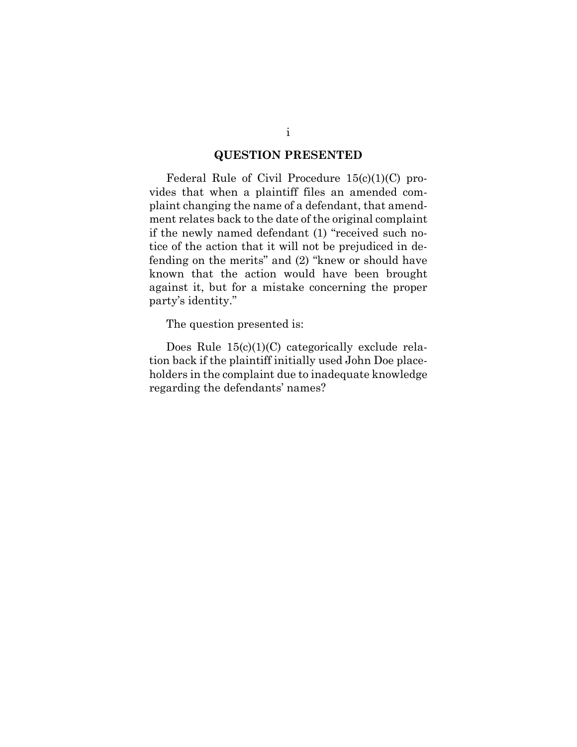## QUESTION PRESENTED

Federal Rule of Civil Procedure 15(c)(1)(C) provides that when a plaintiff files an amended complaint changing the name of a defendant, that amendment relates back to the date of the original complaint if the newly named defendant (1) "received such notice of the action that it will not be prejudiced in defending on the merits" and (2) "knew or should have known that the action would have been brought against it, but for a mistake concerning the proper party's identity."

The question presented is:

Does Rule 15(c)(1)(C) categorically exclude relation back if the plaintiff initially used John Doe placeholders in the complaint due to inadequate knowledge regarding the defendants' names?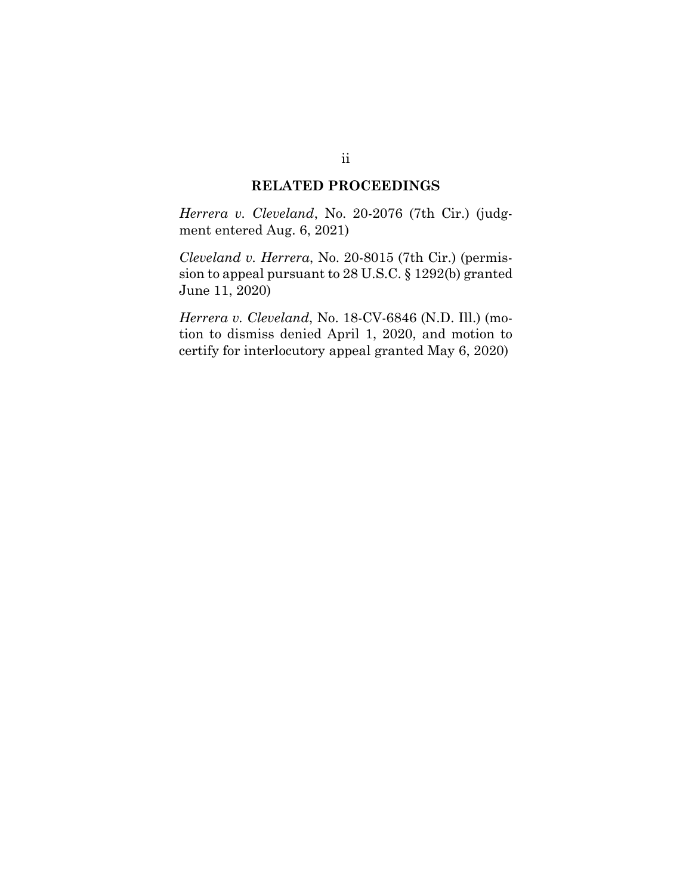## RELATED PROCEEDINGS

*Herrera v. Cleveland*, No. 20-2076 (7th Cir.) (judgment entered Aug. 6, 2021)

*Cleveland v. Herrera*, No. 20-8015 (7th Cir.) (permission to appeal pursuant to 28 U.S.C. § 1292(b) granted June 11, 2020)

*Herrera v. Cleveland*, No. 18-CV-6846 (N.D. Ill.) (motion to dismiss denied April 1, 2020, and motion to certify for interlocutory appeal granted May 6, 2020)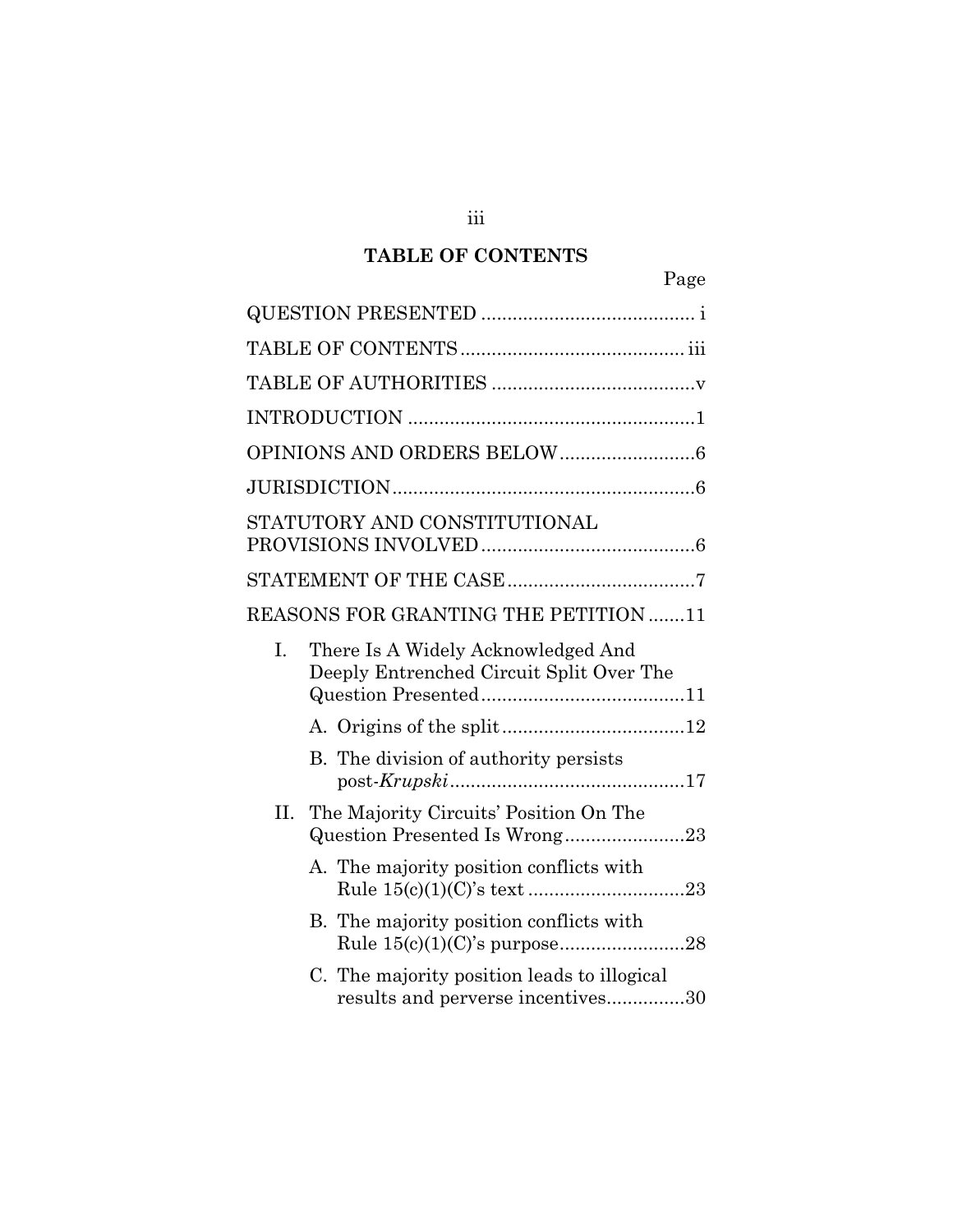## TABLE OF CONTENTS

| | Page |
|---|---|
| QUESTION PRESENTED | i |
| TABLE OF CONTENTS | iii |
| TABLE OF AUTHORITIES | v |
| INTRODUCTION | 1 |
| OPINIONS AND ORDERS BELOW | 6 |
| JURISDICTION | 6 |
| STATUTORY AND CONSTITUTIONAL PROVISIONS INVOLVED | 6 |
| STATEMENT OF THE CASE | 7 |
| REASONS FOR GRANTING THE PETITION | 11 |
| I. There Is A Widely Acknowledged And Deeply Entrenched Circuit Split Over The Question Presented | 11 |
| A. Origins of the split | 12 |
| B. The division of authority persists post-*Krupski* | 17 |
| II. The Majority Circuits' Position On The Question Presented Is Wrong | 23 |
| A. The majority position conflicts with Rule 15(c)(1)(C)'s text | 23 |
| B. The majority position conflicts with Rule 15(c)(1)(C)'s purpose | 28 |
| C. The majority position leads to illogical results and perverse incentives | 30 |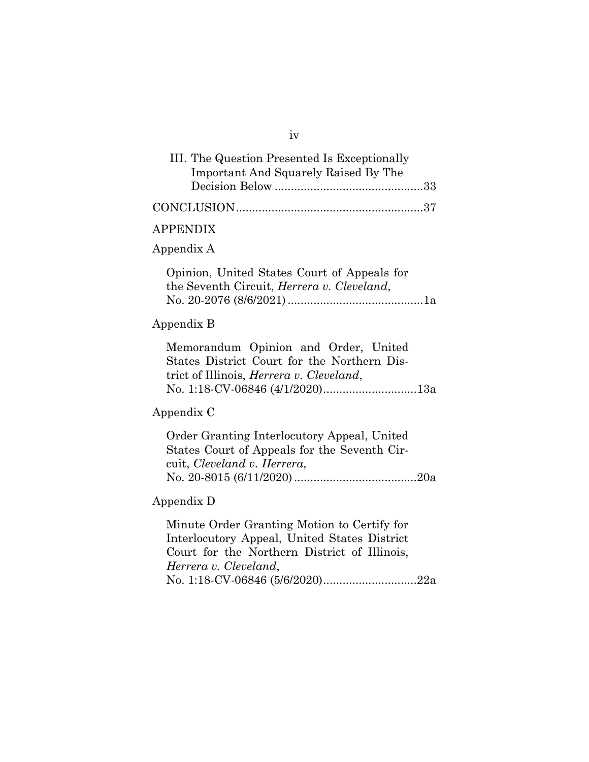III. The Question Presented Is Exceptionally Important And Squarely Raised By The Decision Below ............................................33

CONCLUSION........................................................37

APPENDIX

Appendix A

Opinion, United States Court of Appeals for the Seventh Circuit, *Herrera v. Cleveland*, No. 20-2076 (8/6/2021) ..........................................1a

Appendix B

Memorandum Opinion and Order, United States District Court for the Northern District of Illinois, *Herrera v. Cleveland*, No. 1:18-CV-06846 (4/1/2020).............................13a

Appendix C

Order Granting Interlocutory Appeal, United States Court of Appeals for the Seventh Circuit, *Cleveland v. Herrera*, No. 20-8015 (6/11/2020) ......................................20a

Appendix D

Minute Order Granting Motion to Certify for Interlocutory Appeal, United States District Court for the Northern District of Illinois, *Herrera v. Cleveland*, No. 1:18-CV-06846 (5/6/2020).............................22a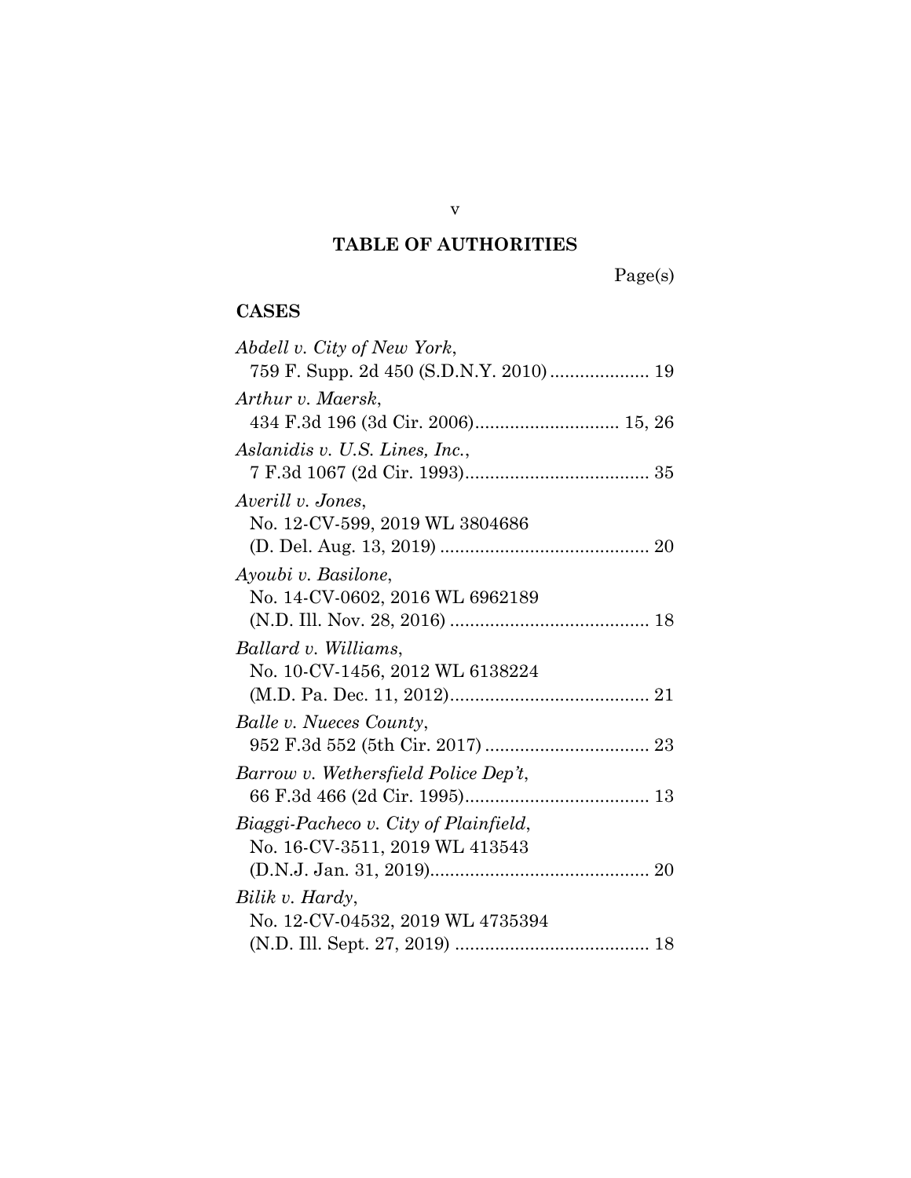# TABLE OF AUTHORITIES

Page(s)

## CASES

*Abdell v. City of New York*,
759 F. Supp. 2d 450 (S.D.N.Y. 2010) .................... 19

*Arthur v. Maersk*,
434 F.3d 196 (3d Cir. 2006)............................. 15, 26

*Aslanidis v. U.S. Lines, Inc.*,
7 F.3d 1067 (2d Cir. 1993)..................................... 35

*Averill v. Jones*,
No. 12-CV-599, 2019 WL 3804686
(D. Del. Aug. 13, 2019) .......................................... 20

*Ayoubi v. Basilone*,
No. 14-CV-0602, 2016 WL 6962189
(N.D. Ill. Nov. 28, 2016) ........................................ 18

*Ballard v. Williams*,
No. 10-CV-1456, 2012 WL 6138224
(M.D. Pa. Dec. 11, 2012)........................................ 21

*Balle v. Nueces County*,
952 F.3d 552 (5th Cir. 2017) ................................. 23

*Barrow v. Wethersfield Police Dep't*,
66 F.3d 466 (2d Cir. 1995)..................................... 13

*Biaggi-Pacheco v. City of Plainfield*,
No. 16-CV-3511, 2019 WL 413543
(D.N.J. Jan. 31, 2019)............................................ 20

*Bilik v. Hardy*,
No. 12-CV-04532, 2019 WL 4735394
(N.D. Ill. Sept. 27, 2019) ....................................... 18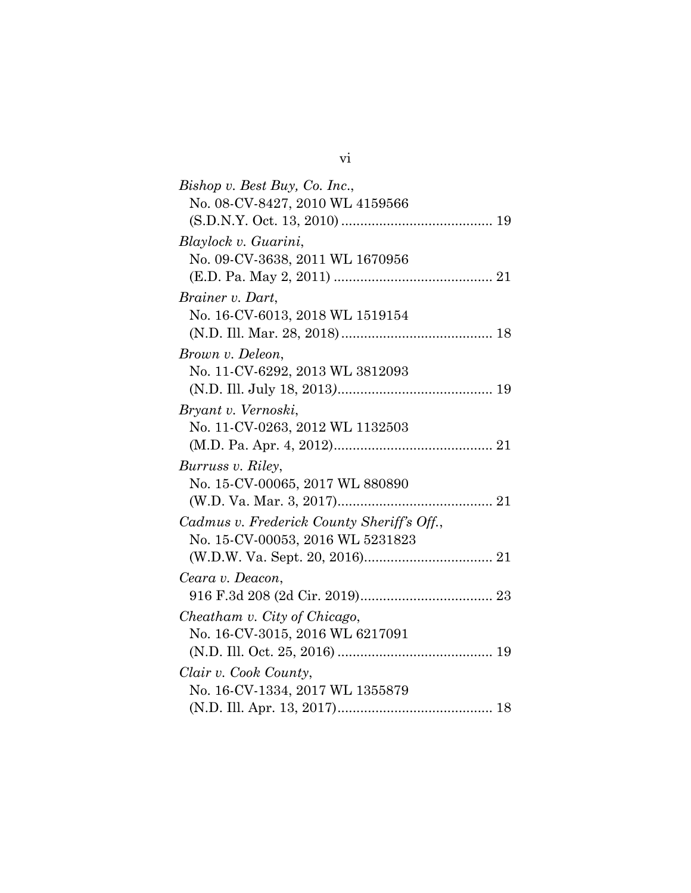*Bishop v. Best Buy, Co. Inc.*,
No. 08-CV-8427, 2010 WL 4159566
(S.D.N.Y. Oct. 13, 2010) ........................................ 19

*Blaylock v. Guarini*,
No. 09-CV-3638, 2011 WL 1670956
(E.D. Pa. May 2, 2011) .......................................... 21

*Brainer v. Dart*,
No. 16-CV-6013, 2018 WL 1519154
(N.D. Ill. Mar. 28, 2018) ........................................ 18

*Brown v. Deleon*,
No. 11-CV-6292, 2013 WL 3812093
(N.D. Ill. July 18, 2013) ......................................... 19

*Bryant v. Vernoski*,
No. 11-CV-0263, 2012 WL 1132503
(M.D. Pa. Apr. 4, 2012) .......................................... 21

*Burruss v. Riley*,
No. 15-CV-00065, 2017 WL 880890
(W.D. Va. Mar. 3, 2017) .......................................... 21

*Cadmus v. Frederick County Sheriff's Off.*,
No. 15-CV-00053, 2016 WL 5231823
(W.D.W. Va. Sept. 20, 2016) .................................. 21

*Ceara v. Deacon*,
916 F.3d 208 (2d Cir. 2019) ................................... 23

*Cheatham v. City of Chicago*,
No. 16-CV-3015, 2016 WL 6217091
(N.D. Ill. Oct. 25, 2016) ......................................... 19

*Clair v. Cook County*,
No. 16-CV-1334, 2017 WL 1355879
(N.D. Ill. Apr. 13, 2017) ......................................... 18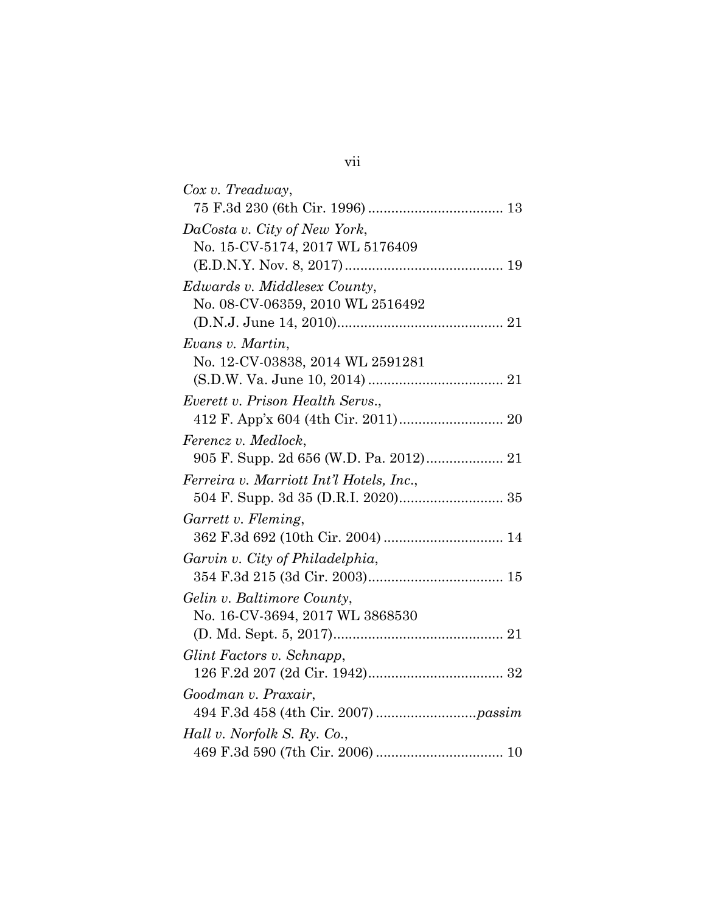*Cox v. Treadway*,
75 F.3d 230 (6th Cir. 1996) .................................. 13

*DaCosta v. City of New York*,
No. 15-CV-5174, 2017 WL 5176409
(E.D.N.Y. Nov. 8, 2017) ........................................ 19

*Edwards v. Middlesex County*,
No. 08-CV-06359, 2010 WL 2516492
(D.N.J. June 14, 2010).......................................... 21

*Evans v. Martin*,
No. 12-CV-03838, 2014 WL 2591281
(S.D.W. Va. June 10, 2014) .................................. 21

*Everett v. Prison Health Servs.*,
412 F. App'x 604 (4th Cir. 2011).......................... 20

*Ferencz v. Medlock*,
905 F. Supp. 2d 656 (W.D. Pa. 2012).................... 21

*Ferreira v. Marriott Int'l Hotels, Inc.*,
504 F. Supp. 3d 35 (D.R.I. 2020).......................... 35

*Garrett v. Fleming*,
362 F.3d 692 (10th Cir. 2004) .............................. 14

*Garvin v. City of Philadelphia*,
354 F.3d 215 (3d Cir. 2003).................................. 15

*Gelin v. Baltimore County*,
No. 16-CV-3694, 2017 WL 3868530
(D. Md. Sept. 5, 2017)........................................... 21

*Glint Factors v. Schnapp*,
126 F.2d 207 (2d Cir. 1942).................................. 32

*Goodman v. Praxair*,
494 F.3d 458 (4th Cir. 2007) .........................*passim*

*Hall v. Norfolk S. Ry. Co.*,
469 F.3d 590 (7th Cir. 2006) ................................ 10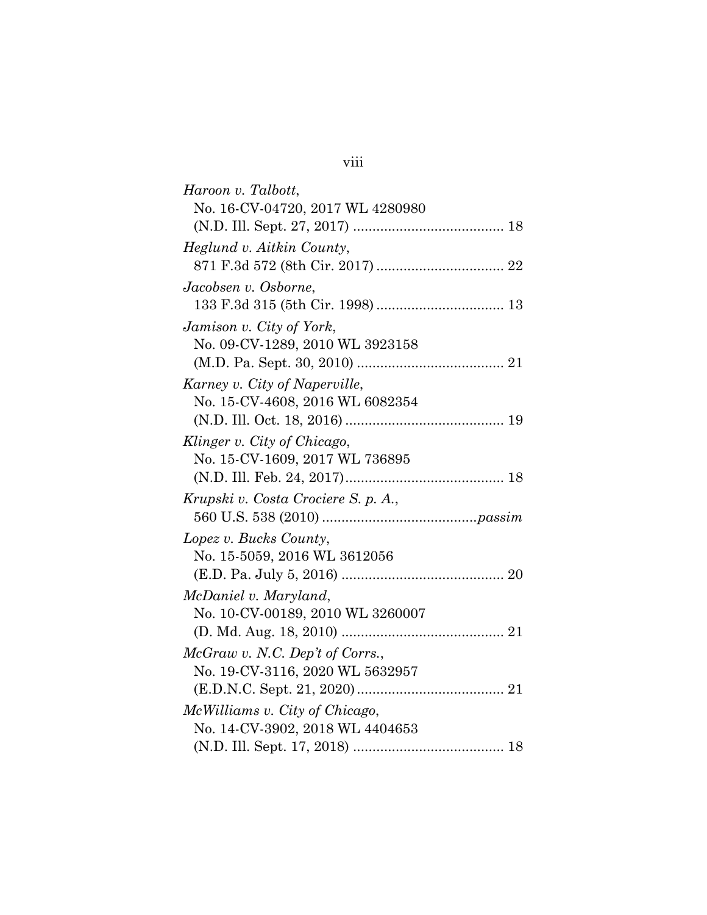*Haroon v. Talbott*,
No. 16-CV-04720, 2017 WL 4280980
(N.D. Ill. Sept. 27, 2017) ...................................... 18

*Heglund v. Aitkin County*,
871 F.3d 572 (8th Cir. 2017) ................................ 22

*Jacobsen v. Osborne*,
133 F.3d 315 (5th Cir. 1998) ................................ 13

*Jamison v. City of York*,
No. 09-CV-1289, 2010 WL 3923158
(M.D. Pa. Sept. 30, 2010) ..................................... 21

*Karney v. City of Naperville*,
No. 15-CV-4608, 2016 WL 6082354
(N.D. Ill. Oct. 18, 2016) ........................................ 19

*Klinger v. City of Chicago*,
No. 15-CV-1609, 2017 WL 736895
(N.D. Ill. Feb. 24, 2017)........................................ 18

*Krupski v. Costa Crociere S. p. A.*,
560 U.S. 538 (2010) .......................................*passim*

*Lopez v. Bucks County*,
No. 15-5059, 2016 WL 3612056
(E.D. Pa. July 5, 2016) ......................................... 20

*McDaniel v. Maryland*,
No. 10-CV-00189, 2010 WL 3260007
(D. Md. Aug. 18, 2010) ......................................... 21

*McGraw v. N.C. Dep't of Corrs.*,
No. 19-CV-3116, 2020 WL 5632957
(E.D.N.C. Sept. 21, 2020)..................................... 21

*McWilliams v. City of Chicago*,
No. 14-CV-3902, 2018 WL 4404653
(N.D. Ill. Sept. 17, 2018) ...................................... 18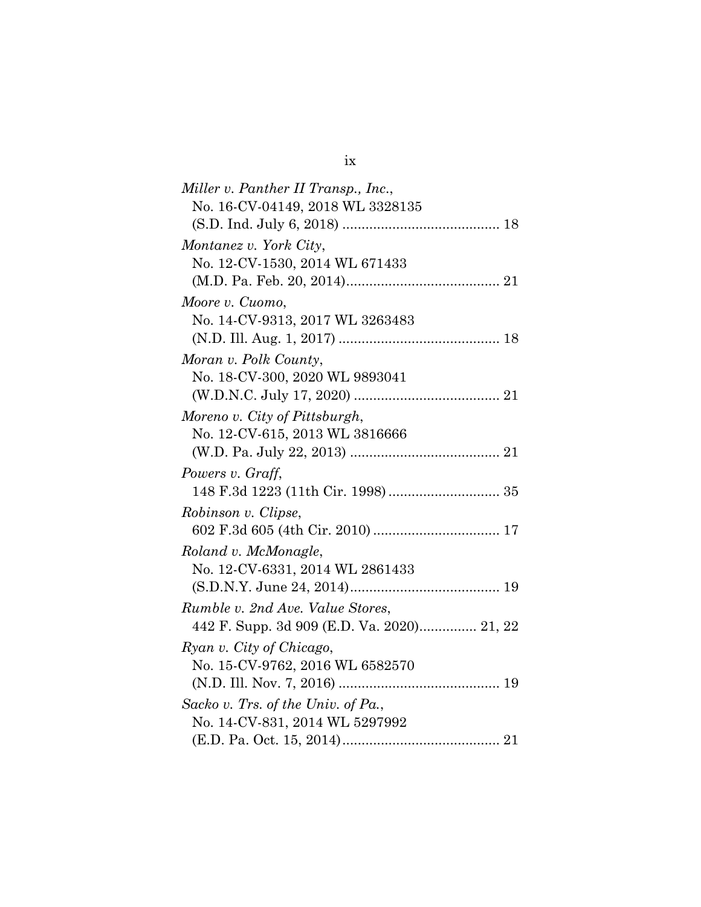*Miller v. Panther II Transp., Inc.*,
No. 16-CV-04149, 2018 WL 3328135
(S.D. Ind. July 6, 2018) ........................................ 18

*Montanez v. York City*,
No. 12-CV-1530, 2014 WL 671433
(M.D. Pa. Feb. 20, 2014)....................................... 21

*Moore v. Cuomo*,
No. 14-CV-9313, 2017 WL 3263483
(N.D. Ill. Aug. 1, 2017) ......................................... 18

*Moran v. Polk County*,
No. 18-CV-300, 2020 WL 9893041
(W.D.N.C. July 17, 2020) ..................................... 21

*Moreno v. City of Pittsburgh*,
No. 12-CV-615, 2013 WL 3816666
(W.D. Pa. July 22, 2013) ...................................... 21

*Powers v. Graff*,
148 F.3d 1223 (11th Cir. 1998) ............................ 35

*Robinson v. Clipse*,
602 F.3d 605 (4th Cir. 2010) ................................ 17

*Roland v. McMonagle*,
No. 12-CV-6331, 2014 WL 2861433
(S.D.N.Y. June 24, 2014)...................................... 19

*Rumble v. 2nd Ave. Value Stores*,
442 F. Supp. 3d 909 (E.D. Va. 2020)............... 21, 22

*Ryan v. City of Chicago*,
No. 15-CV-9762, 2016 WL 6582570
(N.D. Ill. Nov. 7, 2016) ......................................... 19

*Sacko v. Trs. of the Univ. of Pa.*,
No. 14-CV-831, 2014 WL 5297992
(E.D. Pa. Oct. 15, 2014)........................................ 21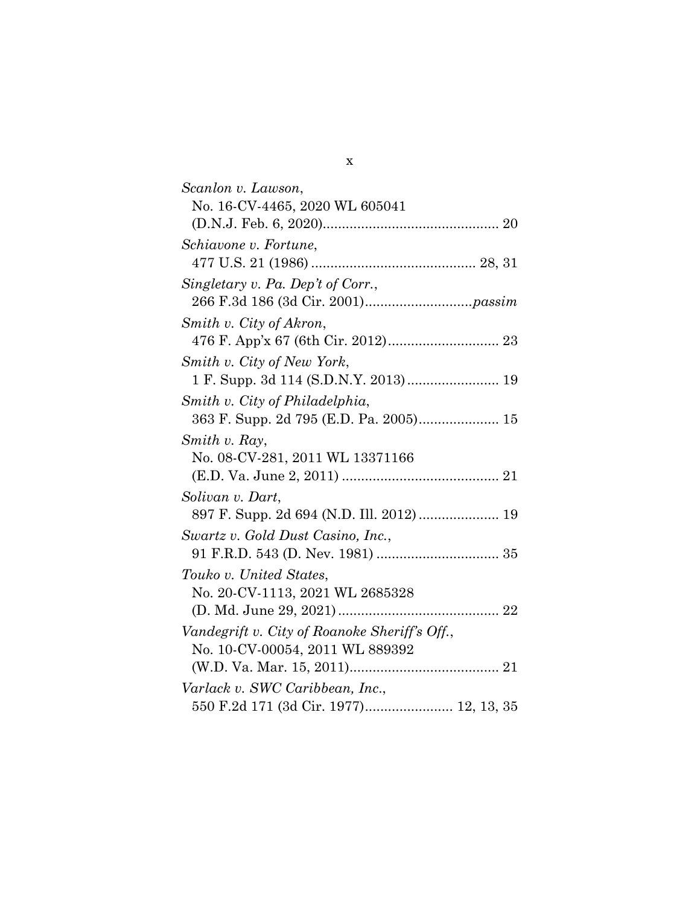*Scanlon v. Lawson*,
No. 16-CV-4465, 2020 WL 605041
(D.N.J. Feb. 6, 2020)............................................. 20

*Schiavone v. Fortune*,
477 U.S. 21 (1986) .......................................... 28, 31

*Singletary v. Pa. Dep't of Corr.*,
266 F.3d 186 (3d Cir. 2001)...........................*passim*

*Smith v. City of Akron*,
476 F. App'x 67 (6th Cir. 2012)............................ 23

*Smith v. City of New York*,
1 F. Supp. 3d 114 (S.D.N.Y. 2013)....................... 19

*Smith v. City of Philadelphia*,
363 F. Supp. 2d 795 (E.D. Pa. 2005).................... 15

*Smith v. Ray*,
No. 08-CV-281, 2011 WL 13371166
(E.D. Va. June 2, 2011) ........................................ 21

*Solivan v. Dart*,
897 F. Supp. 2d 694 (N.D. Ill. 2012) .................... 19

*Swartz v. Gold Dust Casino, Inc.*,
91 F.R.D. 543 (D. Nev. 1981) ............................... 35

*Touko v. United States*,
No. 20-CV-1113, 2021 WL 2685328
(D. Md. June 29, 2021)......................................... 22

*Vandegrift v. City of Roanoke Sheriff's Off.*,
No. 10-CV-00054, 2011 WL 889392
(W.D. Va. Mar. 15, 2011)...................................... 21

*Varlack v. SWC Caribbean, Inc.*,
550 F.2d 171 (3d Cir. 1977)...................... 12, 13, 35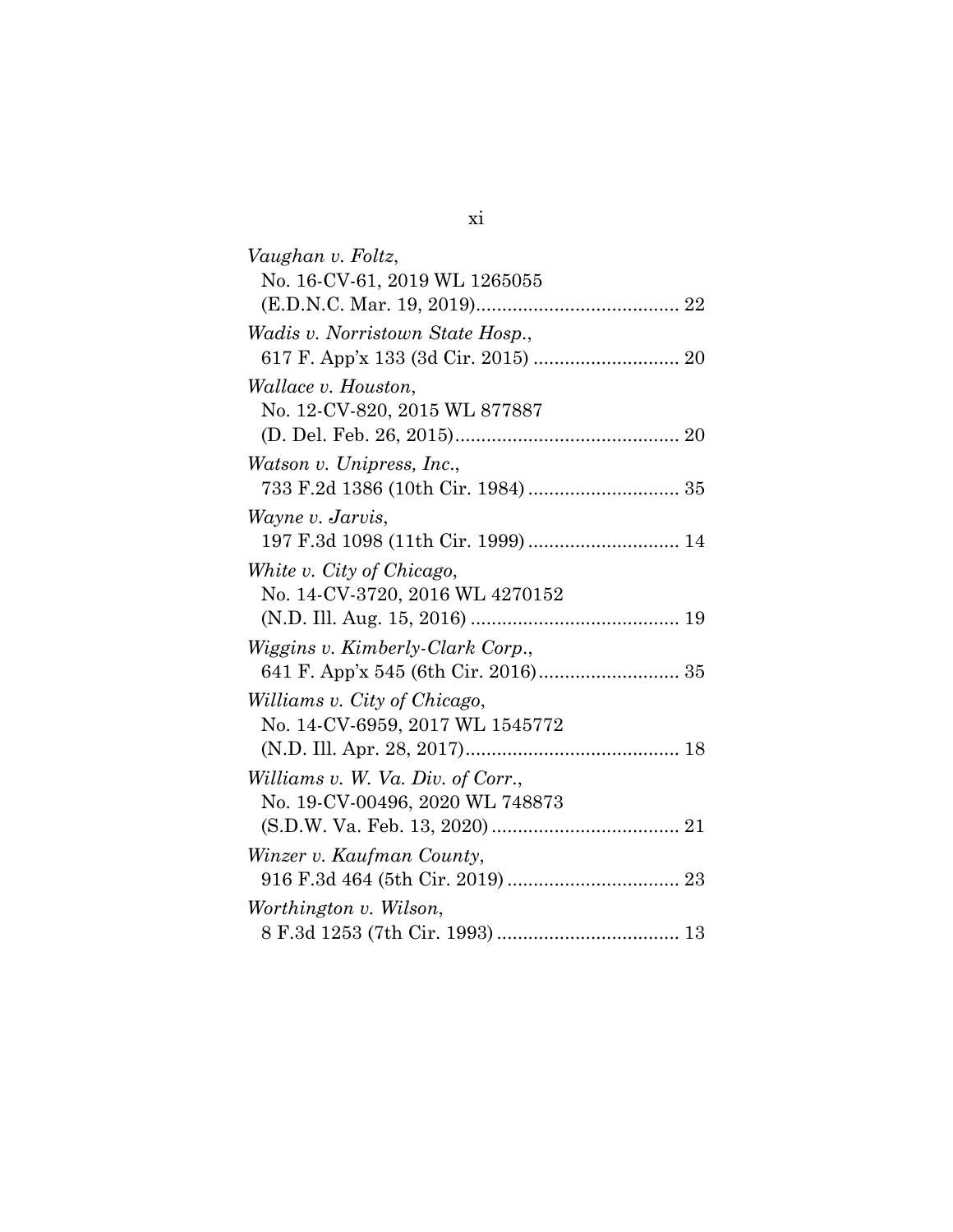*Vaughan v. Foltz*,
No. 16-CV-61, 2019 WL 1265055
(E.D.N.C. Mar. 19, 2019)....................................... 22

*Wadis v. Norristown State Hosp.*,
617 F. App'x 133 (3d Cir. 2015) ............................ 20

*Wallace v. Houston*,
No. 12-CV-820, 2015 WL 877887
(D. Del. Feb. 26, 2015)........................................... 20

*Watson v. Unipress, Inc.*,
733 F.2d 1386 (10th Cir. 1984) ............................. 35

*Wayne v. Jarvis*,
197 F.3d 1098 (11th Cir. 1999) ............................. 14

*White v. City of Chicago*,
No. 14-CV-3720, 2016 WL 4270152
(N.D. Ill. Aug. 15, 2016) ........................................ 19

*Wiggins v. Kimberly-Clark Corp.*,
641 F. App'x 545 (6th Cir. 2016)........................... 35

*Williams v. City of Chicago*,
No. 14-CV-6959, 2017 WL 1545772
(N.D. Ill. Apr. 28, 2017)......................................... 18

*Williams v. W. Va. Div. of Corr.*,
No. 19-CV-00496, 2020 WL 748873
(S.D.W. Va. Feb. 13, 2020) .................................... 21

*Winzer v. Kaufman County*,
916 F.3d 464 (5th Cir. 2019) ................................. 23

*Worthington v. Wilson*,
8 F.3d 1253 (7th Cir. 1993) ................................... 13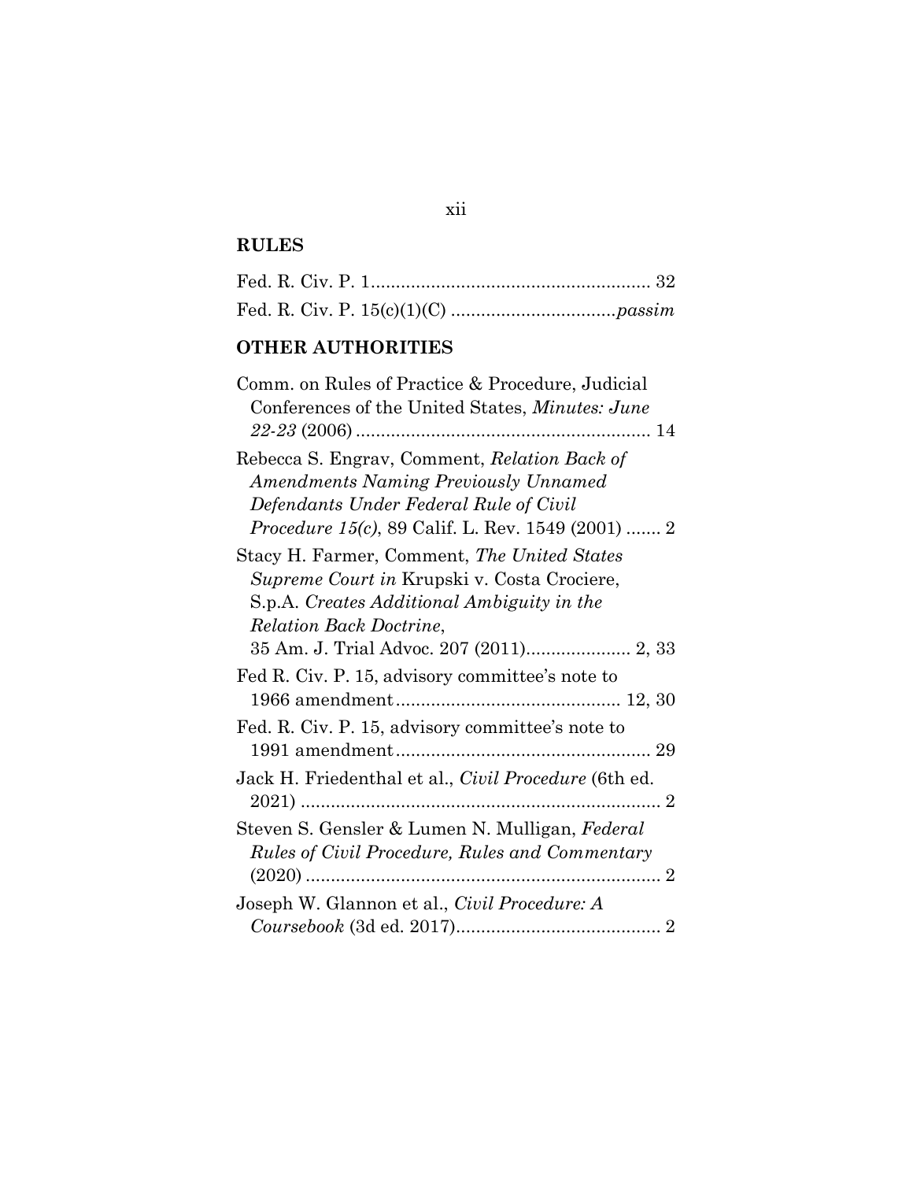## RULES

Fed. R. Civ. P. 1 ........................................................ 32

Fed. R. Civ. P. 15(c)(1)(C) ................................*passim*

## OTHER AUTHORITIES

Comm. on Rules of Practice & Procedure, Judicial Conferences of the United States, *Minutes: June 22-23* (2006) ........................................................... 14

Rebecca S. Engrav, Comment, *Relation Back of Amendments Naming Previously Unnamed Defendants Under Federal Rule of Civil Procedure 15(c)*, 89 Calif. L. Rev. 1549 (2001) ....... 2

Stacy H. Farmer, Comment, *The United States Supreme Court in* Krupski v. Costa Crociere, S.p.A. *Creates Additional Ambiguity in the Relation Back Doctrine*, 35 Am. J. Trial Advoc. 207 (2011)..................... 2, 33

Fed R. Civ. P. 15, advisory committee's note to 1966 amendment............................................. 12, 30

Fed. R. Civ. P. 15, advisory committee's note to 1991 amendment................................................... 29

Jack H. Friedenthal et al., *Civil Procedure* (6th ed. 2021) ......................................................................... 2

Steven S. Gensler & Lumen N. Mulligan, *Federal Rules of Civil Procedure, Rules and Commentary* (2020) ....................................................................... 2

Joseph W. Glannon et al., *Civil Procedure: A Coursebook* (3d ed. 2017)......................................... 2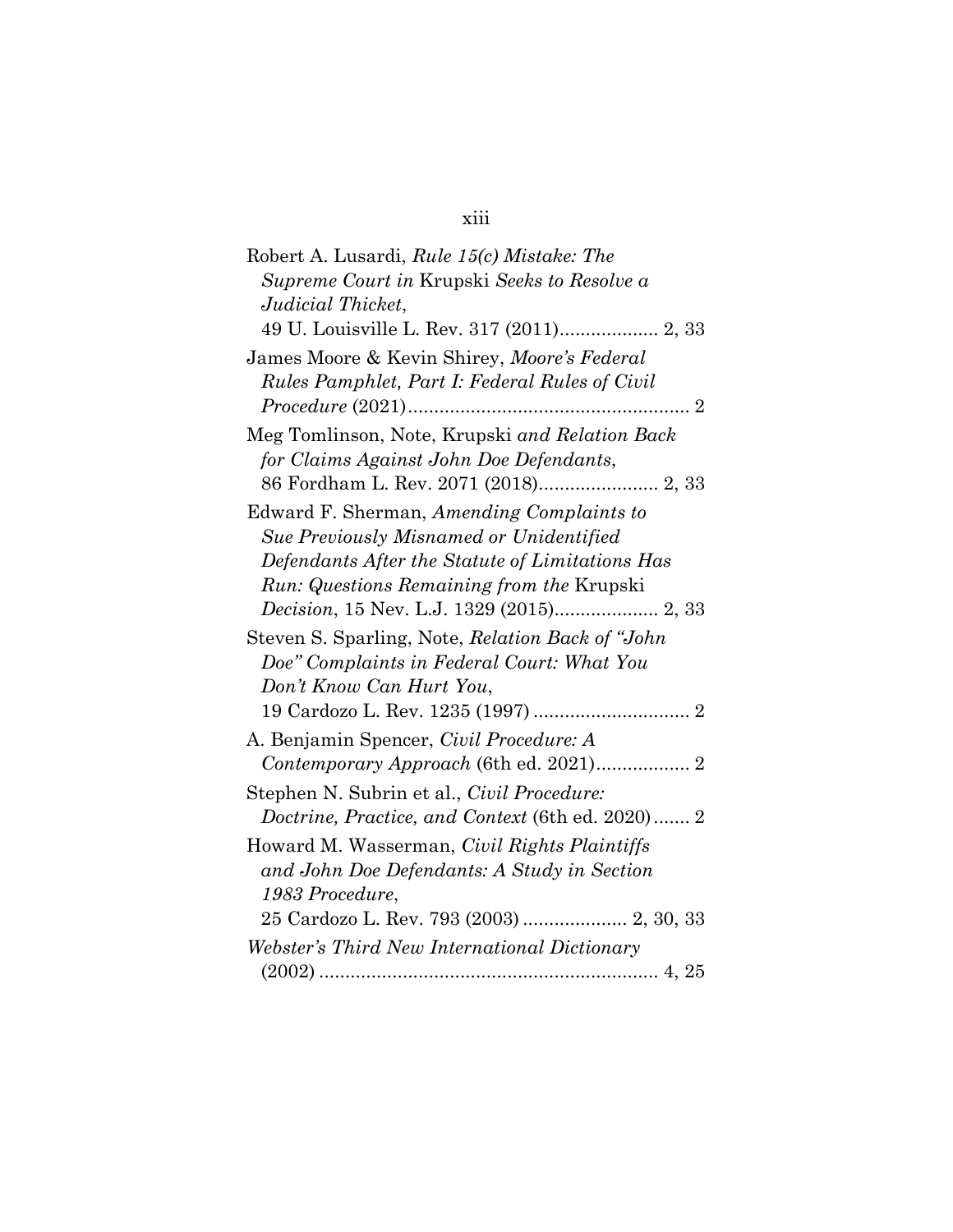Robert A. Lusardi, *Rule 15(c) Mistake: The Supreme Court in* Krupski *Seeks to Resolve a Judicial Thicket*, 49 U. Louisville L. Rev. 317 (2011)................... 2, 33

James Moore & Kevin Shirey, *Moore's Federal Rules Pamphlet, Part I: Federal Rules of Civil Procedure* (2021)...................................................... 2

Meg Tomlinson, Note, Krupski *and Relation Back for Claims Against John Doe Defendants*, 86 Fordham L. Rev. 2071 (2018)....................... 2, 33

Edward F. Sherman, *Amending Complaints to Sue Previously Misnamed or Unidentified Defendants After the Statute of Limitations Has Run: Questions Remaining from the* Krupski *Decision*, 15 Nev. L.J. 1329 (2015).................... 2, 33

Steven S. Sparling, Note, *Relation Back of "John Doe" Complaints in Federal Court: What You Don't Know Can Hurt You*, 19 Cardozo L. Rev. 1235 (1997) .............................. 2

A. Benjamin Spencer, *Civil Procedure: A Contemporary Approach* (6th ed. 2021).................. 2

Stephen N. Subrin et al., *Civil Procedure: Doctrine, Practice, and Context* (6th ed. 2020)....... 2

Howard M. Wasserman, *Civil Rights Plaintiffs and John Doe Defendants: A Study in Section 1983 Procedure*, 25 Cardozo L. Rev. 793 (2003) .................... 2, 30, 33

*Webster's Third New International Dictionary* (2002) ................................................................. 4, 25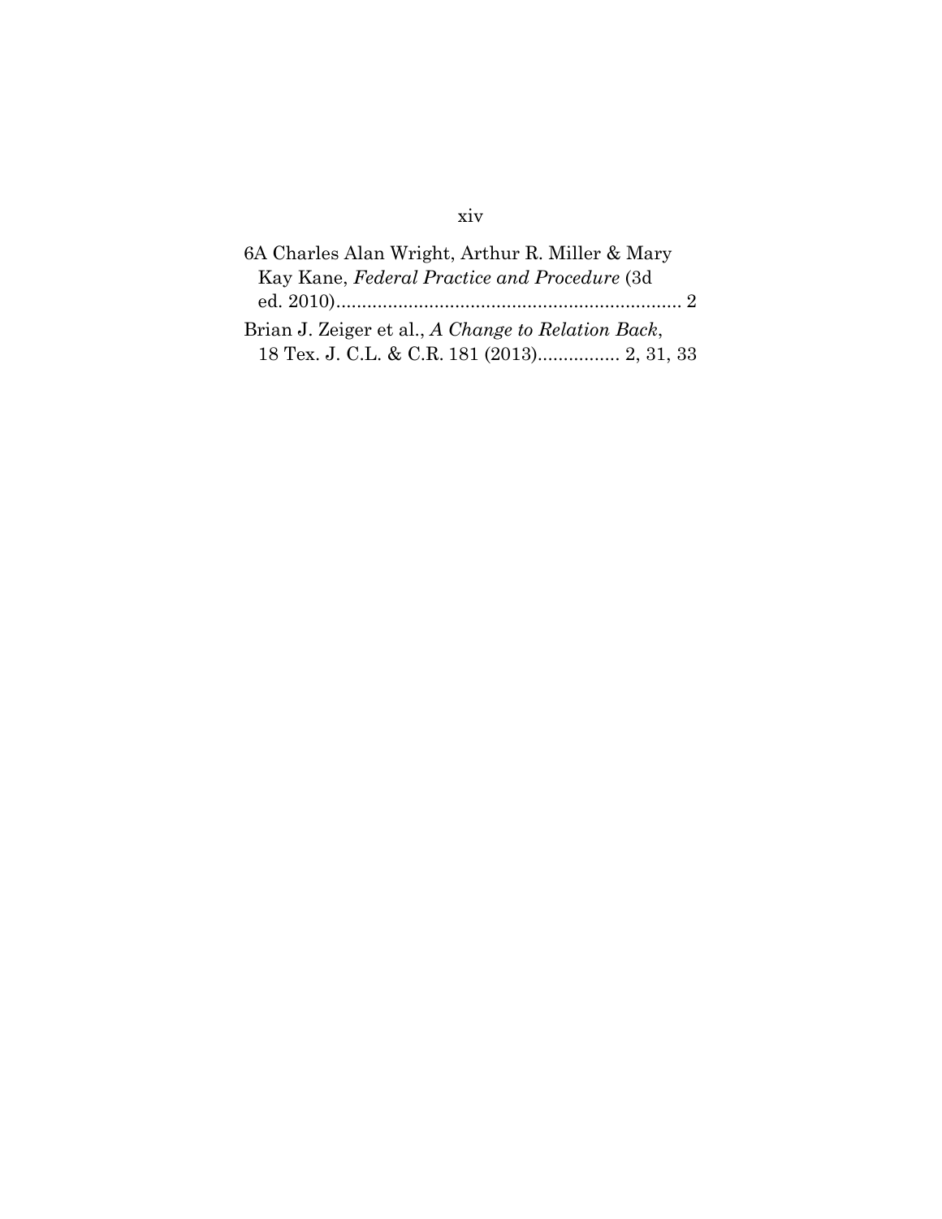6A Charles Alan Wright, Arthur R. Miller & Mary Kay Kane, *Federal Practice and Procedure* (3d ed. 2010)................................................................... 2

Brian J. Zeiger et al., *A Change to Relation Back*, 18 Tex. J. C.L. & C.R. 181 (2013)................ 2, 31, 33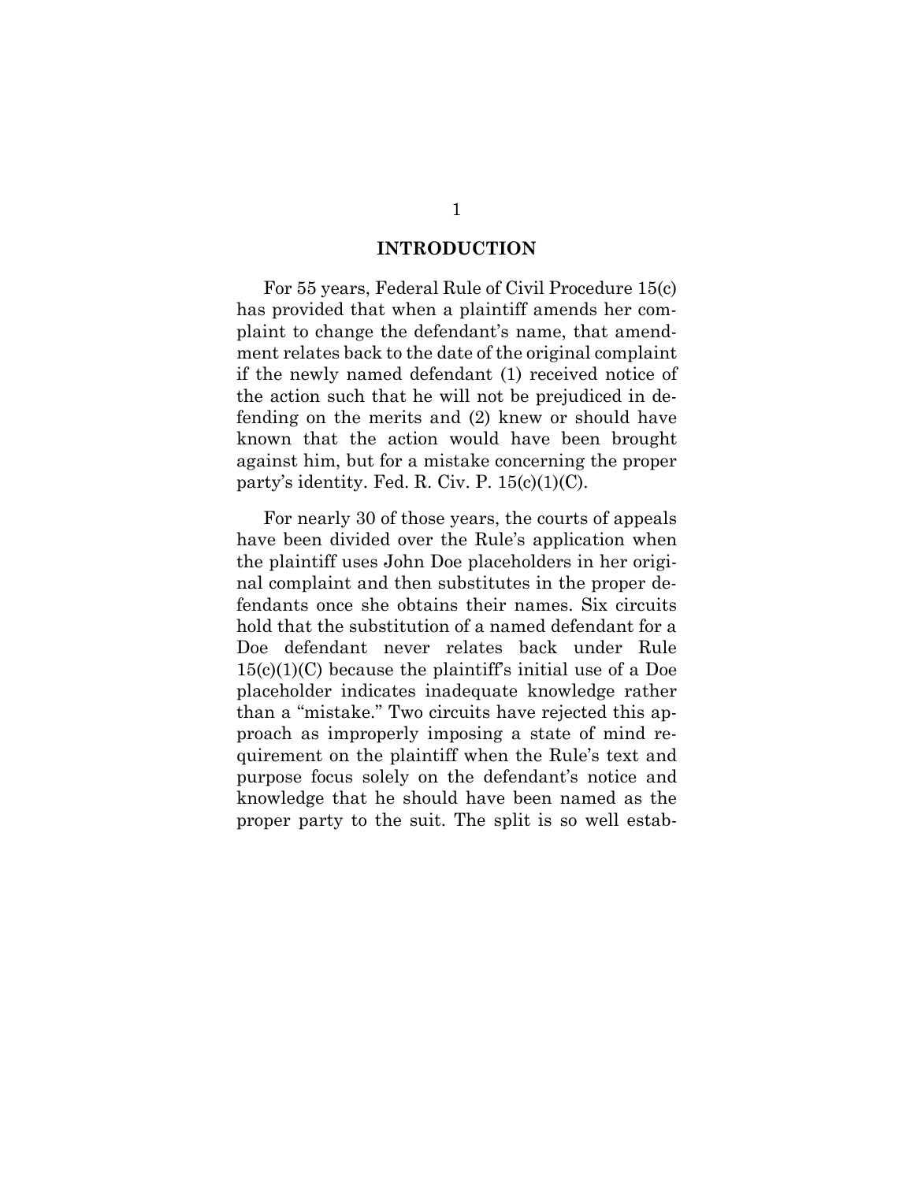# INTRODUCTION

For 55 years, Federal Rule of Civil Procedure 15(c) has provided that when a plaintiff amends her complaint to change the defendant's name, that amendment relates back to the date of the original complaint if the newly named defendant (1) received notice of the action such that he will not be prejudiced in defending on the merits and (2) knew or should have known that the action would have been brought against him, but for a mistake concerning the proper party's identity. Fed. R. Civ. P. 15(c)(1)(C).

For nearly 30 of those years, the courts of appeals have been divided over the Rule's application when the plaintiff uses John Doe placeholders in her original complaint and then substitutes in the proper defendants once she obtains their names. Six circuits hold that the substitution of a named defendant for a Doe defendant never relates back under Rule 15(c)(1)(C) because the plaintiff's initial use of a Doe placeholder indicates inadequate knowledge rather than a "mistake." Two circuits have rejected this approach as improperly imposing a state of mind requirement on the plaintiff when the Rule's text and purpose focus solely on the defendant's notice and knowledge that he should have been named as the proper party to the suit. The split is so well estab-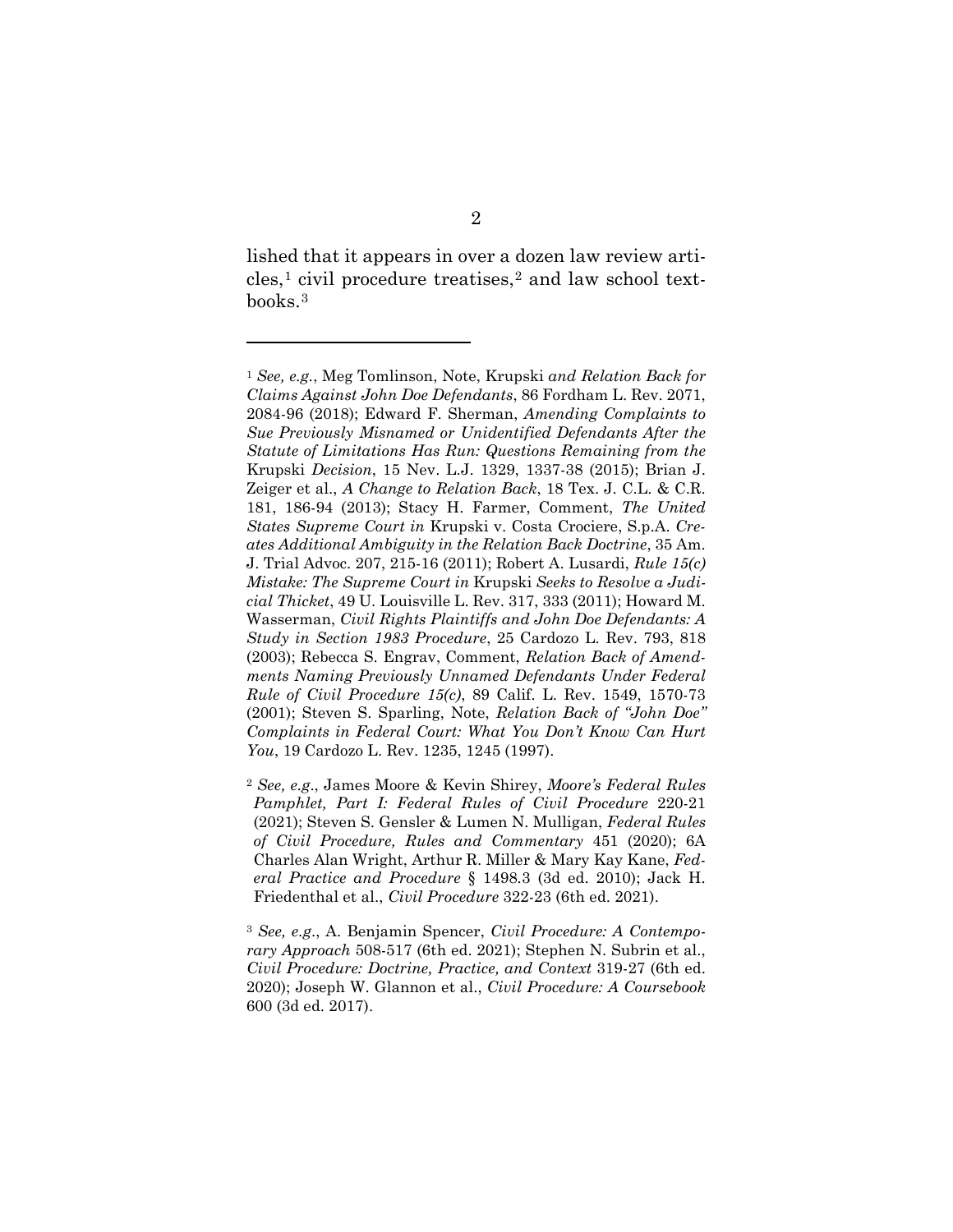lished that it appears in over a dozen law review articles,[1] civil procedure treatises,[2] and law school textbooks.[3]

---

[1] *See, e.g.*, Meg Tomlinson, Note, Krupski *and Relation Back for Claims Against John Doe Defendants*, 86 Fordham L. Rev. 2071, 2084-96 (2018); Edward F. Sherman, *Amending Complaints to Sue Previously Misnamed or Unidentified Defendants After the Statute of Limitations Has Run: Questions Remaining from the* Krupski *Decision*, 15 Nev. L.J. 1329, 1337-38 (2015); Brian J. Zeiger et al., *A Change to Relation Back*, 18 Tex. J. C.L. & C.R. 181, 186-94 (2013); Stacy H. Farmer, Comment, *The United States Supreme Court in* Krupski v. Costa Crociere, S.p.A. *Creates Additional Ambiguity in the Relation Back Doctrine*, 35 Am. J. Trial Advoc. 207, 215-16 (2011); Robert A. Lusardi, *Rule 15(c) Mistake: The Supreme Court in* Krupski *Seeks to Resolve a Judicial Thicket*, 49 U. Louisville L. Rev. 317, 333 (2011); Howard M. Wasserman, *Civil Rights Plaintiffs and John Doe Defendants: A Study in Section 1983 Procedure*, 25 Cardozo L. Rev. 793, 818 (2003); Rebecca S. Engrav, Comment, *Relation Back of Amendments Naming Previously Unnamed Defendants Under Federal Rule of Civil Procedure 15(c)*, 89 Calif. L. Rev. 1549, 1570-73 (2001); Steven S. Sparling, Note, *Relation Back of "John Doe" Complaints in Federal Court: What You Don't Know Can Hurt You*, 19 Cardozo L. Rev. 1235, 1245 (1997).

[2] *See, e.g.*, James Moore & Kevin Shirey, *Moore's Federal Rules Pamphlet, Part I: Federal Rules of Civil Procedure* 220-21 (2021); Steven S. Gensler & Lumen N. Mulligan, *Federal Rules of Civil Procedure, Rules and Commentary* 451 (2020); 6A Charles Alan Wright, Arthur R. Miller & Mary Kay Kane, *Federal Practice and Procedure* § 1498.3 (3d ed. 2010); Jack H. Friedenthal et al., *Civil Procedure* 322-23 (6th ed. 2021).

[3] *See, e.g.*, A. Benjamin Spencer, *Civil Procedure: A Contemporary Approach* 508-517 (6th ed. 2021); Stephen N. Subrin et al., *Civil Procedure: Doctrine, Practice, and Context* 319-27 (6th ed. 2020); Joseph W. Glannon et al., *Civil Procedure: A Coursebook* 600 (3d ed. 2017).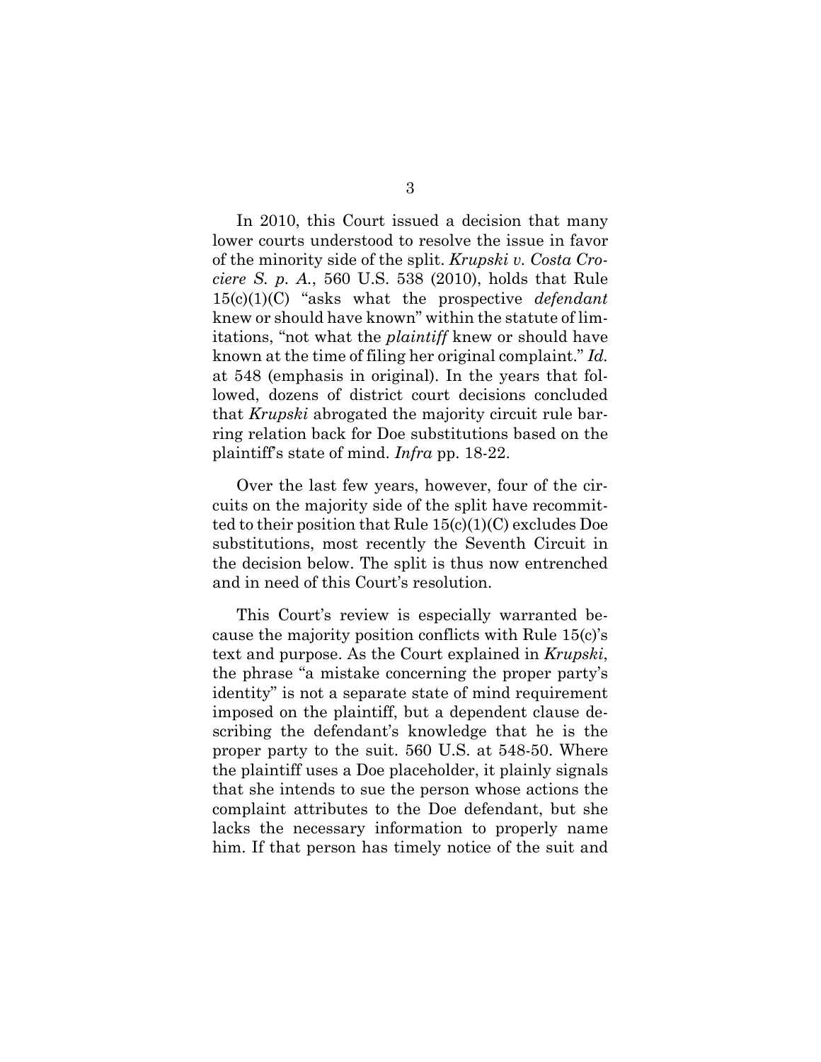In 2010, this Court issued a decision that many lower courts understood to resolve the issue in favor of the minority side of the split. *Krupski v. Costa Crociere S. p. A.*, 560 U.S. 538 (2010), holds that Rule 15(c)(1)(C) "asks what the prospective *defendant* knew or should have known" within the statute of limitations, "not what the *plaintiff* knew or should have known at the time of filing her original complaint." *Id.* at 548 (emphasis in original). In the years that followed, dozens of district court decisions concluded that *Krupski* abrogated the majority circuit rule barring relation back for Doe substitutions based on the plaintiff's state of mind. *Infra* pp. 18-22.

Over the last few years, however, four of the circuits on the majority side of the split have recommitted to their position that Rule 15(c)(1)(C) excludes Doe substitutions, most recently the Seventh Circuit in the decision below. The split is thus now entrenched and in need of this Court's resolution.

This Court's review is especially warranted because the majority position conflicts with Rule 15(c)'s text and purpose. As the Court explained in *Krupski*, the phrase "a mistake concerning the proper party's identity" is not a separate state of mind requirement imposed on the plaintiff, but a dependent clause describing the defendant's knowledge that he is the proper party to the suit. 560 U.S. at 548-50. Where the plaintiff uses a Doe placeholder, it plainly signals that she intends to sue the person whose actions the complaint attributes to the Doe defendant, but she lacks the necessary information to properly name him. If that person has timely notice of the suit and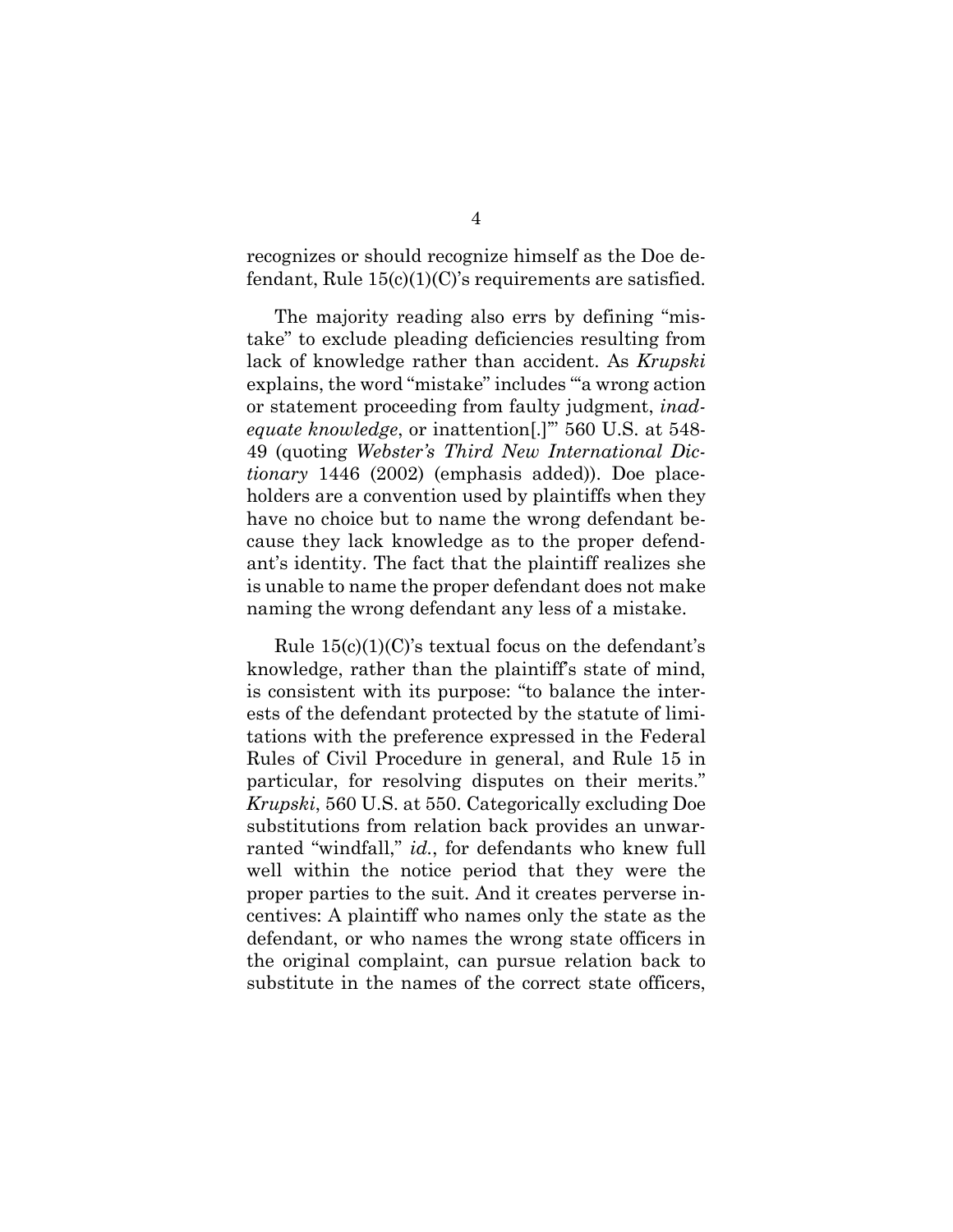recognizes or should recognize himself as the Doe defendant, Rule 15(c)(1)(C)'s requirements are satisfied.

The majority reading also errs by defining "mistake" to exclude pleading deficiencies resulting from lack of knowledge rather than accident. As *Krupski* explains, the word "mistake" includes "'a wrong action or statement proceeding from faulty judgment, *inadequate knowledge*, or inattention[.]'" 560 U.S. at 548-49 (quoting *Webster's Third New International Dictionary* 1446 (2002) (emphasis added)). Doe placeholders are a convention used by plaintiffs when they have no choice but to name the wrong defendant because they lack knowledge as to the proper defendant's identity. The fact that the plaintiff realizes she is unable to name the proper defendant does not make naming the wrong defendant any less of a mistake.

Rule 15(c)(1)(C)'s textual focus on the defendant's knowledge, rather than the plaintiff's state of mind, is consistent with its purpose: "to balance the interests of the defendant protected by the statute of limitations with the preference expressed in the Federal Rules of Civil Procedure in general, and Rule 15 in particular, for resolving disputes on their merits." *Krupski*, 560 U.S. at 550. Categorically excluding Doe substitutions from relation back provides an unwarranted "windfall," *id.*, for defendants who knew full well within the notice period that they were the proper parties to the suit. And it creates perverse incentives: A plaintiff who names only the state as the defendant, or who names the wrong state officers in the original complaint, can pursue relation back to substitute in the names of the correct state officers,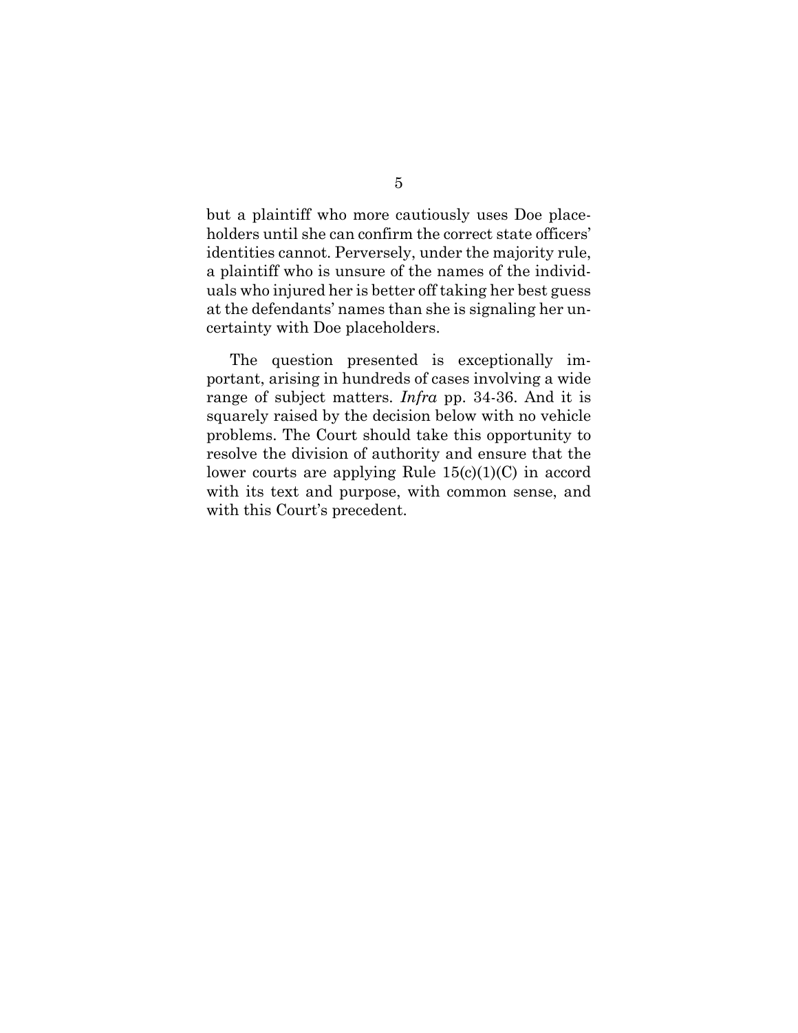but a plaintiff who more cautiously uses Doe placeholders until she can confirm the correct state officers' identities cannot. Perversely, under the majority rule, a plaintiff who is unsure of the names of the individuals who injured her is better off taking her best guess at the defendants' names than she is signaling her uncertainty with Doe placeholders.

The question presented is exceptionally important, arising in hundreds of cases involving a wide range of subject matters. *Infra* pp. 34-36. And it is squarely raised by the decision below with no vehicle problems. The Court should take this opportunity to resolve the division of authority and ensure that the lower courts are applying Rule 15(c)(1)(C) in accord with its text and purpose, with common sense, and with this Court's precedent.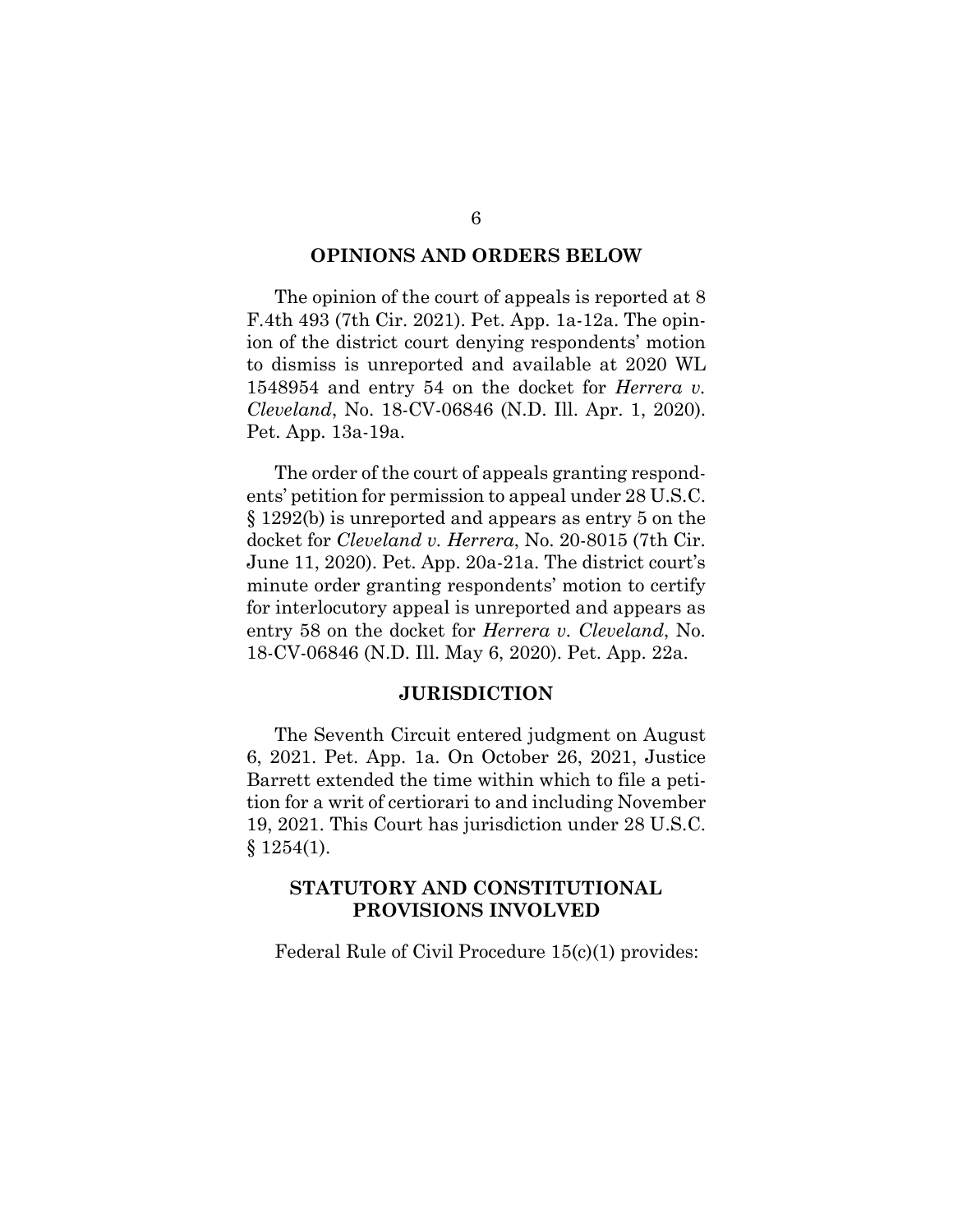## OPINIONS AND ORDERS BELOW

The opinion of the court of appeals is reported at 8 F.4th 493 (7th Cir. 2021). Pet. App. 1a-12a. The opinion of the district court denying respondents' motion to dismiss is unreported and available at 2020 WL 1548954 and entry 54 on the docket for *Herrera v. Cleveland*, No. 18-CV-06846 (N.D. Ill. Apr. 1, 2020). Pet. App. 13a-19a.

The order of the court of appeals granting respondents' petition for permission to appeal under 28 U.S.C. § 1292(b) is unreported and appears as entry 5 on the docket for *Cleveland v. Herrera*, No. 20-8015 (7th Cir. June 11, 2020). Pet. App. 20a-21a. The district court's minute order granting respondents' motion to certify for interlocutory appeal is unreported and appears as entry 58 on the docket for *Herrera v. Cleveland*, No. 18-CV-06846 (N.D. Ill. May 6, 2020). Pet. App. 22a.

## JURISDICTION

The Seventh Circuit entered judgment on August 6, 2021. Pet. App. 1a. On October 26, 2021, Justice Barrett extended the time within which to file a petition for a writ of certiorari to and including November 19, 2021. This Court has jurisdiction under 28 U.S.C. § 1254(1).

## STATUTORY AND CONSTITUTIONAL PROVISIONS INVOLVED

Federal Rule of Civil Procedure 15(c)(1) provides: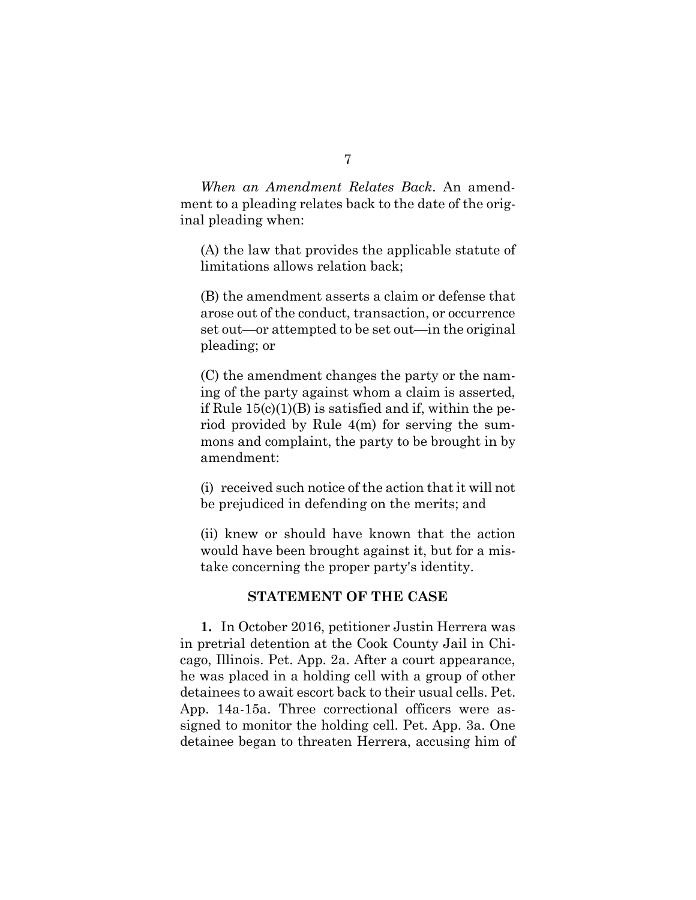*When an Amendment Relates Back*. An amendment to a pleading relates back to the date of the original pleading when:

(A) the law that provides the applicable statute of limitations allows relation back;

(B) the amendment asserts a claim or defense that arose out of the conduct, transaction, or occurrence set out—or attempted to be set out—in the original pleading; or

(C) the amendment changes the party or the naming of the party against whom a claim is asserted, if Rule 15(c)(1)(B) is satisfied and if, within the period provided by Rule 4(m) for serving the summons and complaint, the party to be brought in by amendment:

(i) received such notice of the action that it will not be prejudiced in defending on the merits; and

(ii) knew or should have known that the action would have been brought against it, but for a mistake concerning the proper party's identity.

## STATEMENT OF THE CASE

**1.** In October 2016, petitioner Justin Herrera was in pretrial detention at the Cook County Jail in Chicago, Illinois. Pet. App. 2a. After a court appearance, he was placed in a holding cell with a group of other detainees to await escort back to their usual cells. Pet. App. 14a-15a. Three correctional officers were assigned to monitor the holding cell. Pet. App. 3a. One detainee began to threaten Herrera, accusing him of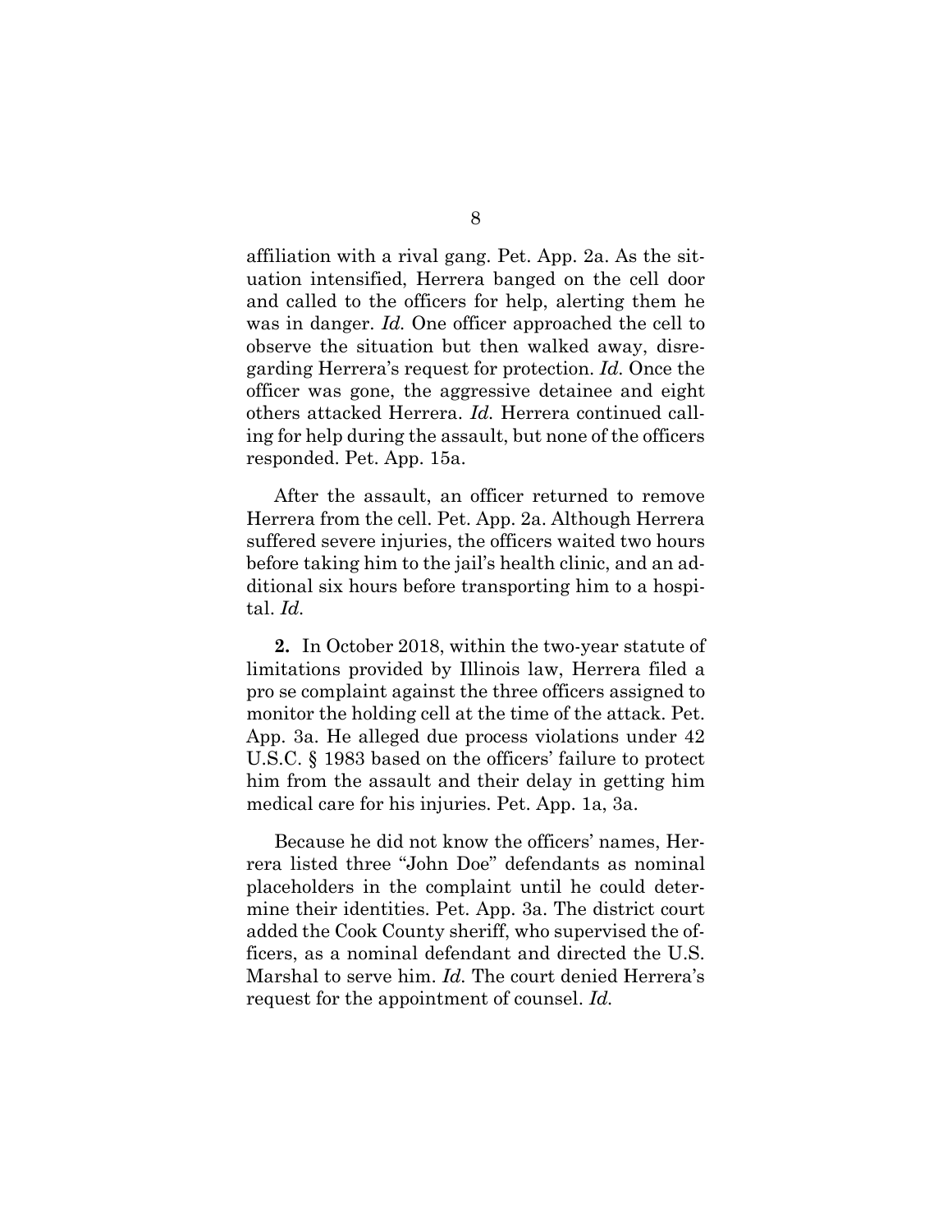affiliation with a rival gang. Pet. App. 2a. As the situation intensified, Herrera banged on the cell door and called to the officers for help, alerting them he was in danger. *Id.* One officer approached the cell to observe the situation but then walked away, disregarding Herrera's request for protection. *Id.* Once the officer was gone, the aggressive detainee and eight others attacked Herrera. *Id.* Herrera continued calling for help during the assault, but none of the officers responded. Pet. App. 15a.

After the assault, an officer returned to remove Herrera from the cell. Pet. App. 2a. Although Herrera suffered severe injuries, the officers waited two hours before taking him to the jail's health clinic, and an additional six hours before transporting him to a hospital. *Id.*

**2.** In October 2018, within the two-year statute of limitations provided by Illinois law, Herrera filed a pro se complaint against the three officers assigned to monitor the holding cell at the time of the attack. Pet. App. 3a. He alleged due process violations under 42 U.S.C. § 1983 based on the officers' failure to protect him from the assault and their delay in getting him medical care for his injuries. Pet. App. 1a, 3a.

Because he did not know the officers' names, Herrera listed three "John Doe" defendants as nominal placeholders in the complaint until he could determine their identities. Pet. App. 3a. The district court added the Cook County sheriff, who supervised the officers, as a nominal defendant and directed the U.S. Marshal to serve him. *Id.* The court denied Herrera's request for the appointment of counsel. *Id.*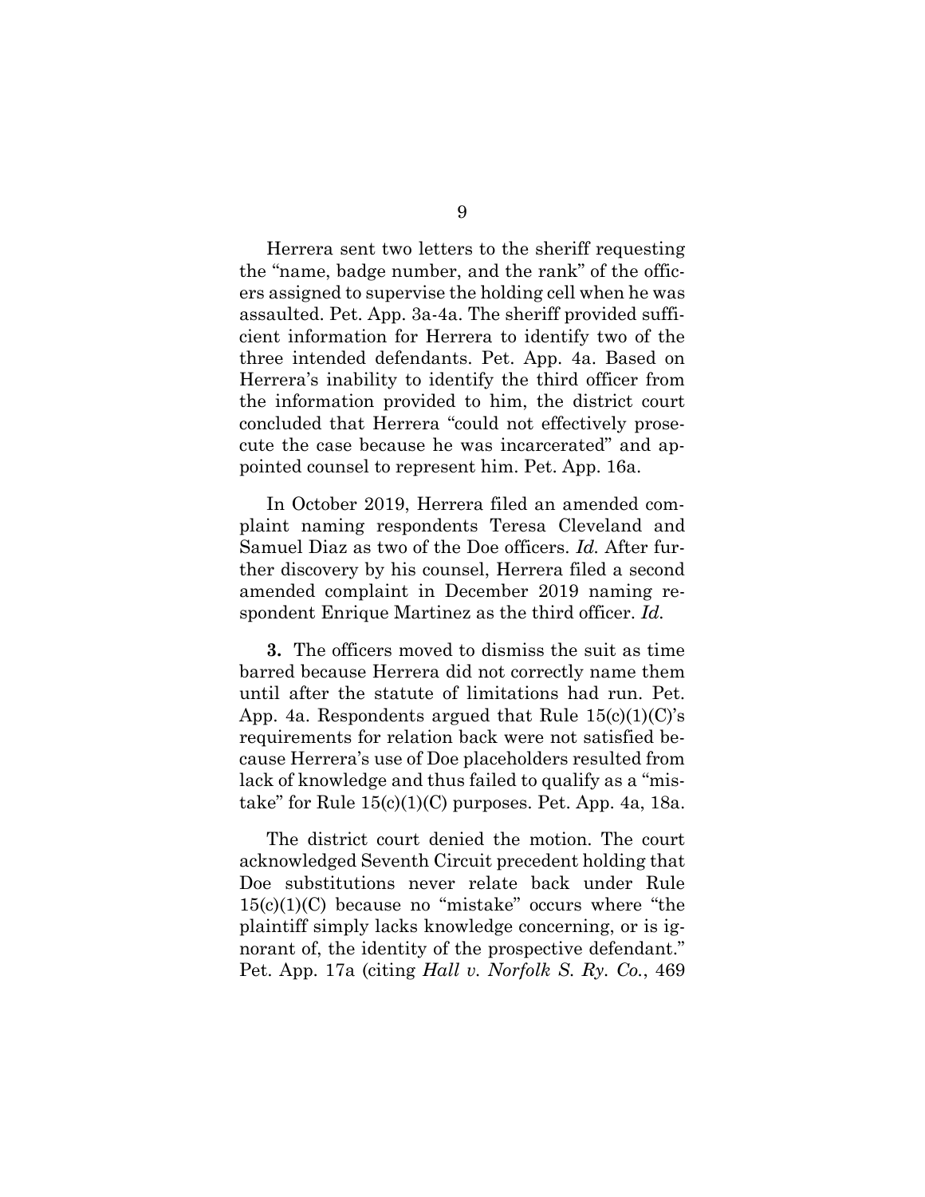Herrera sent two letters to the sheriff requesting the "name, badge number, and the rank" of the officers assigned to supervise the holding cell when he was assaulted. Pet. App. 3a-4a. The sheriff provided sufficient information for Herrera to identify two of the three intended defendants. Pet. App. 4a. Based on Herrera's inability to identify the third officer from the information provided to him, the district court concluded that Herrera "could not effectively prosecute the case because he was incarcerated" and appointed counsel to represent him. Pet. App. 16a.

In October 2019, Herrera filed an amended complaint naming respondents Teresa Cleveland and Samuel Diaz as two of the Doe officers. *Id.* After further discovery by his counsel, Herrera filed a second amended complaint in December 2019 naming respondent Enrique Martinez as the third officer. *Id.*

**3.** The officers moved to dismiss the suit as time barred because Herrera did not correctly name them until after the statute of limitations had run. Pet. App. 4a. Respondents argued that Rule 15(c)(1)(C)'s requirements for relation back were not satisfied because Herrera's use of Doe placeholders resulted from lack of knowledge and thus failed to qualify as a "mistake" for Rule 15(c)(1)(C) purposes. Pet. App. 4a, 18a.

The district court denied the motion. The court acknowledged Seventh Circuit precedent holding that Doe substitutions never relate back under Rule 15(c)(1)(C) because no "mistake" occurs where "the plaintiff simply lacks knowledge concerning, or is ignorant of, the identity of the prospective defendant." Pet. App. 17a (citing *Hall v. Norfolk S. Ry. Co.*, 469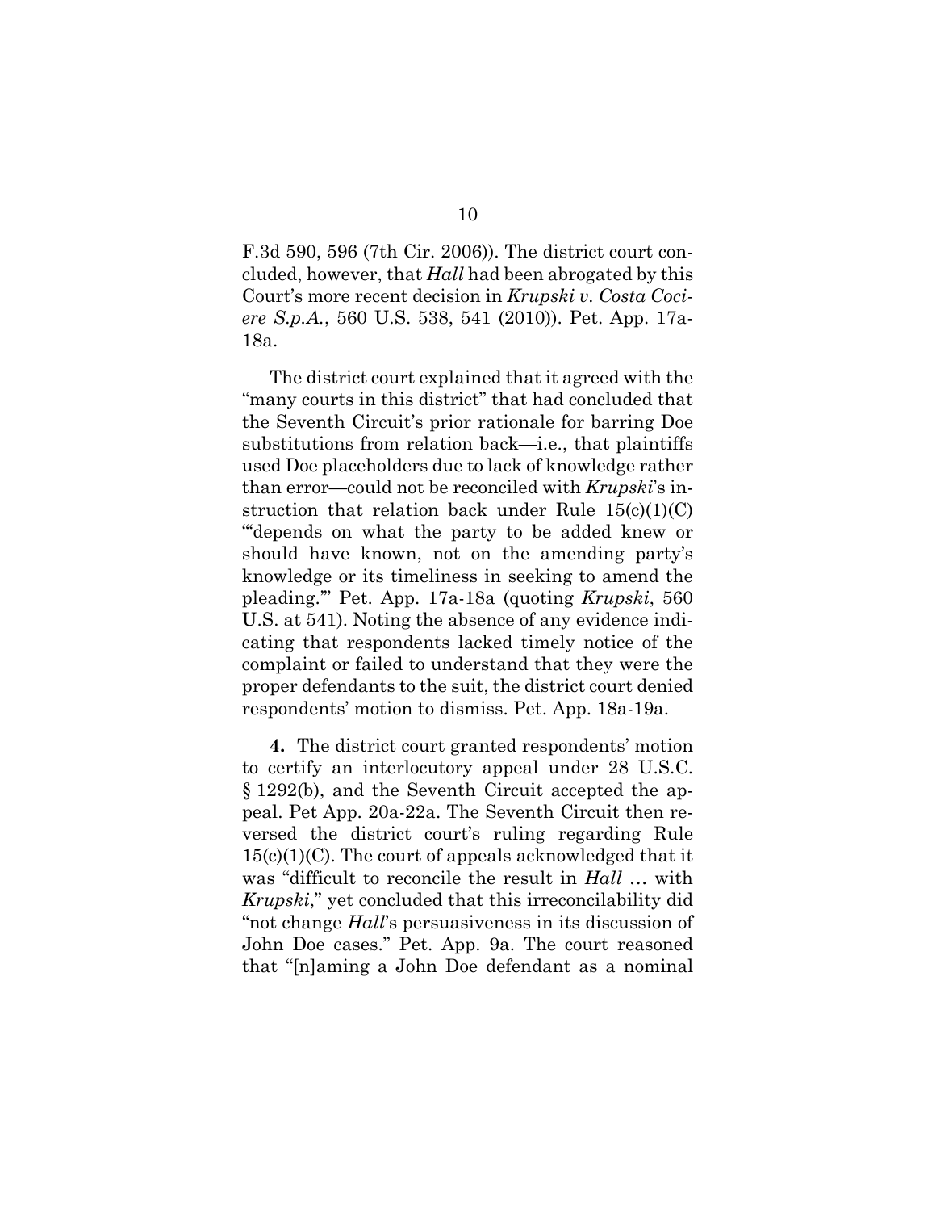F.3d 590, 596 (7th Cir. 2006)). The district court concluded, however, that *Hall* had been abrogated by this Court's more recent decision in *Krupski v. Costa Crociere S.p.A.*, 560 U.S. 538, 541 (2010)). Pet. App. 17a-18a.

The district court explained that it agreed with the "many courts in this district" that had concluded that the Seventh Circuit's prior rationale for barring Doe substitutions from relation back—i.e., that plaintiffs used Doe placeholders due to lack of knowledge rather than error—could not be reconciled with *Krupski*'s instruction that relation back under Rule 15(c)(1)(C) "'depends on what the party to be added knew or should have known, not on the amending party's knowledge or its timeliness in seeking to amend the pleading.'" Pet. App. 17a-18a (quoting *Krupski*, 560 U.S. at 541). Noting the absence of any evidence indicating that respondents lacked timely notice of the complaint or failed to understand that they were the proper defendants to the suit, the district court denied respondents' motion to dismiss. Pet. App. 18a-19a.

**4.** The district court granted respondents' motion to certify an interlocutory appeal under 28 U.S.C. § 1292(b), and the Seventh Circuit accepted the appeal. Pet App. 20a-22a. The Seventh Circuit then reversed the district court's ruling regarding Rule 15(c)(1)(C). The court of appeals acknowledged that it was "difficult to reconcile the result in *Hall* … with *Krupski*," yet concluded that this irreconcilability did "not change *Hall*'s persuasiveness in its discussion of John Doe cases." Pet. App. 9a. The court reasoned that "[n]aming a John Doe defendant as a nominal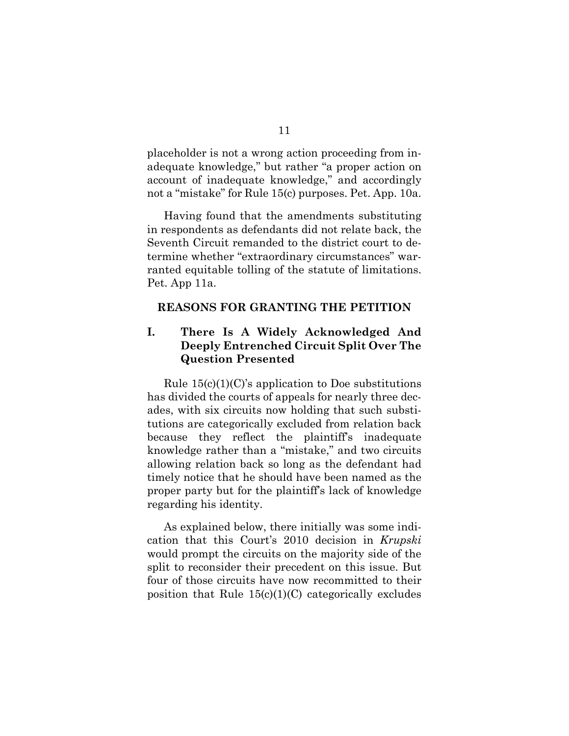placeholder is not a wrong action proceeding from inadequate knowledge," but rather "a proper action on account of inadequate knowledge," and accordingly not a "mistake" for Rule 15(c) purposes. Pet. App. 10a.

Having found that the amendments substituting in respondents as defendants did not relate back, the Seventh Circuit remanded to the district court to determine whether "extraordinary circumstances" warranted equitable tolling of the statute of limitations. Pet. App 11a.

## REASONS FOR GRANTING THE PETITION

### I. There Is A Widely Acknowledged And Deeply Entrenched Circuit Split Over The Question Presented

Rule 15(c)(1)(C)'s application to Doe substitutions has divided the courts of appeals for nearly three decades, with six circuits now holding that such substitutions are categorically excluded from relation back because they reflect the plaintiff's inadequate knowledge rather than a "mistake," and two circuits allowing relation back so long as the defendant had timely notice that he should have been named as the proper party but for the plaintiff's lack of knowledge regarding his identity.

As explained below, there initially was some indication that this Court's 2010 decision in *Krupski* would prompt the circuits on the majority side of the split to reconsider their precedent on this issue. But four of those circuits have now recommitted to their position that Rule 15(c)(1)(C) categorically excludes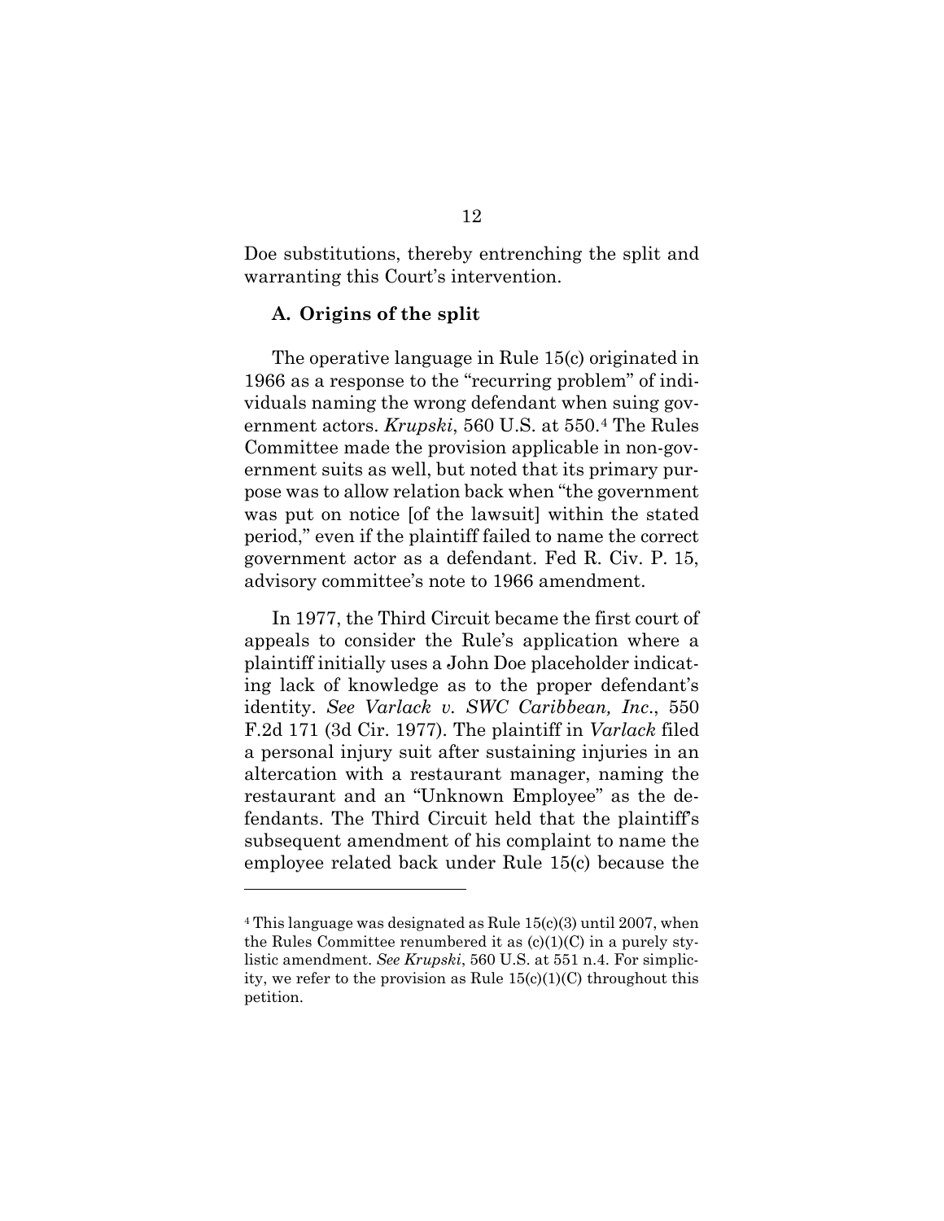Doe substitutions, thereby entrenching the split and warranting this Court's intervention.

### A. Origins of the split

The operative language in Rule 15(c) originated in 1966 as a response to the "recurring problem" of individuals naming the wrong defendant when suing government actors. *Krupski*, 560 U.S. at 550.[4] The Rules Committee made the provision applicable in non-government suits as well, but noted that its primary purpose was to allow relation back when "the government was put on notice [of the lawsuit] within the stated period," even if the plaintiff failed to name the correct government actor as a defendant. Fed R. Civ. P. 15, advisory committee's note to 1966 amendment.

In 1977, the Third Circuit became the first court of appeals to consider the Rule's application where a plaintiff initially uses a John Doe placeholder indicating lack of knowledge as to the proper defendant's identity. *See Varlack v. SWC Caribbean, Inc*., 550 F.2d 171 (3d Cir. 1977). The plaintiff in *Varlack* filed a personal injury suit after sustaining injuries in an altercation with a restaurant manager, naming the restaurant and an "Unknown Employee" as the defendants. The Third Circuit held that the plaintiff's subsequent amendment of his complaint to name the employee related back under Rule 15(c) because the

---

[4] This language was designated as Rule 15(c)(3) until 2007, when the Rules Committee renumbered it as (c)(1)(C) in a purely stylistic amendment. *See Krupski*, 560 U.S. at 551 n.4. For simplicity, we refer to the provision as Rule 15(c)(1)(C) throughout this petition.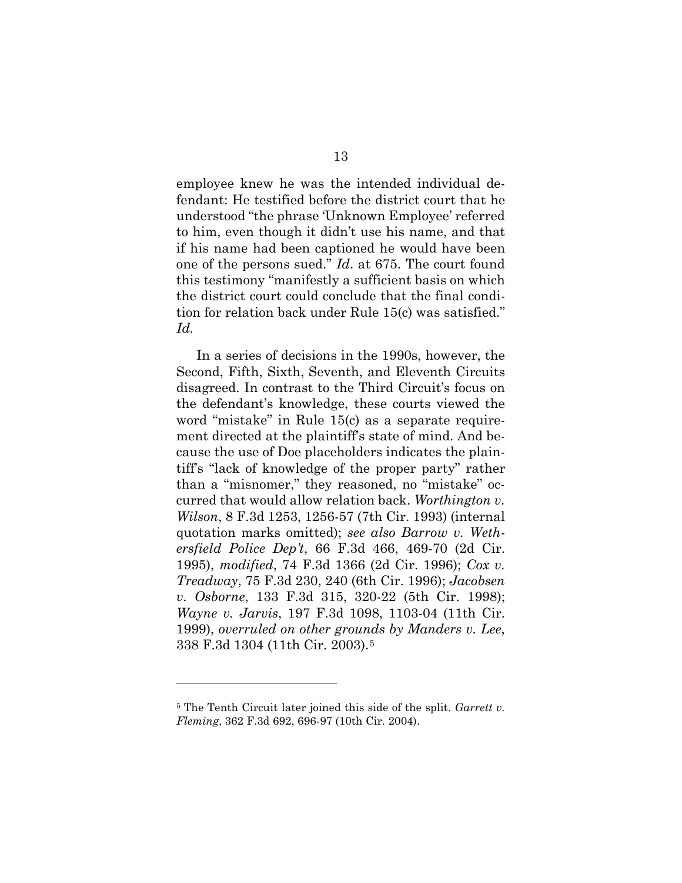employee knew he was the intended individual defendant: He testified before the district court that he understood "the phrase 'Unknown Employee' referred to him, even though it didn't use his name, and that if his name had been captioned he would have been one of the persons sued." *Id*. at 675. The court found this testimony "manifestly a sufficient basis on which the district court could conclude that the final condition for relation back under Rule 15(c) was satisfied." *Id.*

In a series of decisions in the 1990s, however, the Second, Fifth, Sixth, Seventh, and Eleventh Circuits disagreed. In contrast to the Third Circuit's focus on the defendant's knowledge, these courts viewed the word "mistake" in Rule 15(c) as a separate requirement directed at the plaintiff's state of mind. And because the use of Doe placeholders indicates the plaintiff's "lack of knowledge of the proper party" rather than a "misnomer," they reasoned, no "mistake" occurred that would allow relation back. *Worthington v. Wilson*, 8 F.3d 1253, 1256-57 (7th Cir. 1993) (internal quotation marks omitted); *see also Barrow v. Wethersfield Police Dep't*, 66 F.3d 466, 469-70 (2d Cir. 1995), *modified*, 74 F.3d 1366 (2d Cir. 1996); *Cox v. Treadway*, 75 F.3d 230, 240 (6th Cir. 1996); *Jacobsen v. Osborne*, 133 F.3d 315, 320-22 (5th Cir. 1998); *Wayne v. Jarvis*, 197 F.3d 1098, 1103-04 (11th Cir. 1999), *overruled on other grounds by Manders v. Lee*, 338 F.3d 1304 (11th Cir. 2003).[5]

[5] The Tenth Circuit later joined this side of the split. *Garrett v. Fleming*, 362 F.3d 692, 696-97 (10th Cir. 2004).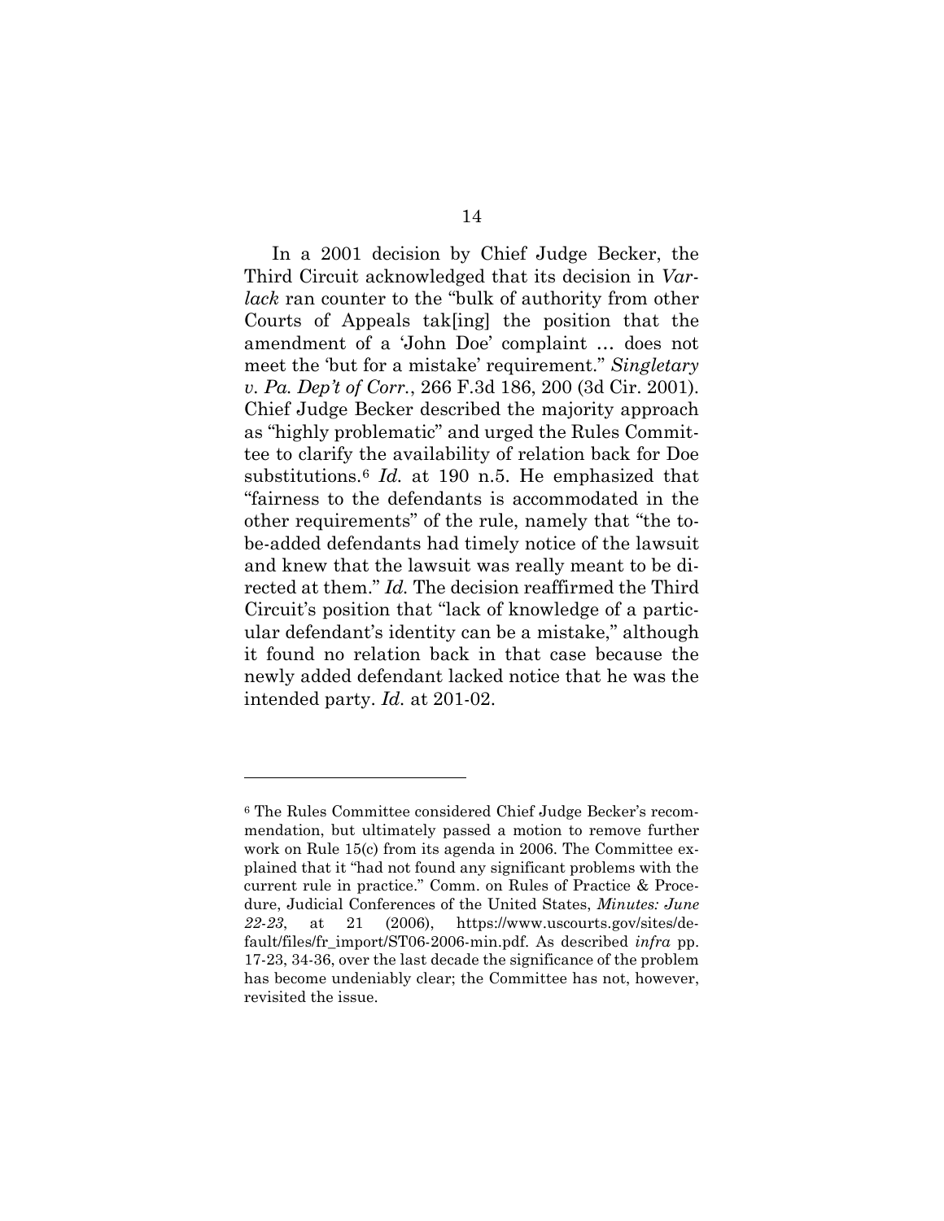In a 2001 decision by Chief Judge Becker, the Third Circuit acknowledged that its decision in *Varlack* ran counter to the "bulk of authority from other Courts of Appeals tak[ing] the position that the amendment of a 'John Doe' complaint … does not meet the 'but for a mistake' requirement." *Singletary v. Pa. Dep't of Corr.*, 266 F.3d 186, 200 (3d Cir. 2001). Chief Judge Becker described the majority approach as "highly problematic" and urged the Rules Committee to clarify the availability of relation back for Doe substitutions.[6] *Id.* at 190 n.5. He emphasized that "fairness to the defendants is accommodated in the other requirements" of the rule, namely that "the to-be-added defendants had timely notice of the lawsuit and knew that the lawsuit was really meant to be directed at them." *Id.* The decision reaffirmed the Third Circuit's position that "lack of knowledge of a particular defendant's identity can be a mistake," although it found no relation back in that case because the newly added defendant lacked notice that he was the intended party. *Id.* at 201-02.

---

[6] The Rules Committee considered Chief Judge Becker's recommendation, but ultimately passed a motion to remove further work on Rule 15(c) from its agenda in 2006. The Committee explained that it "had not found any significant problems with the current rule in practice." Comm. on Rules of Practice & Procedure, Judicial Conferences of the United States, *Minutes: June 22-23*, at 21 (2006), https://www.uscourts.gov/sites/default/files/fr_import/ST06-2006-min.pdf. As described *infra* pp. 17-23, 34-36, over the last decade the significance of the problem has become undeniably clear; the Committee has not, however, revisited the issue.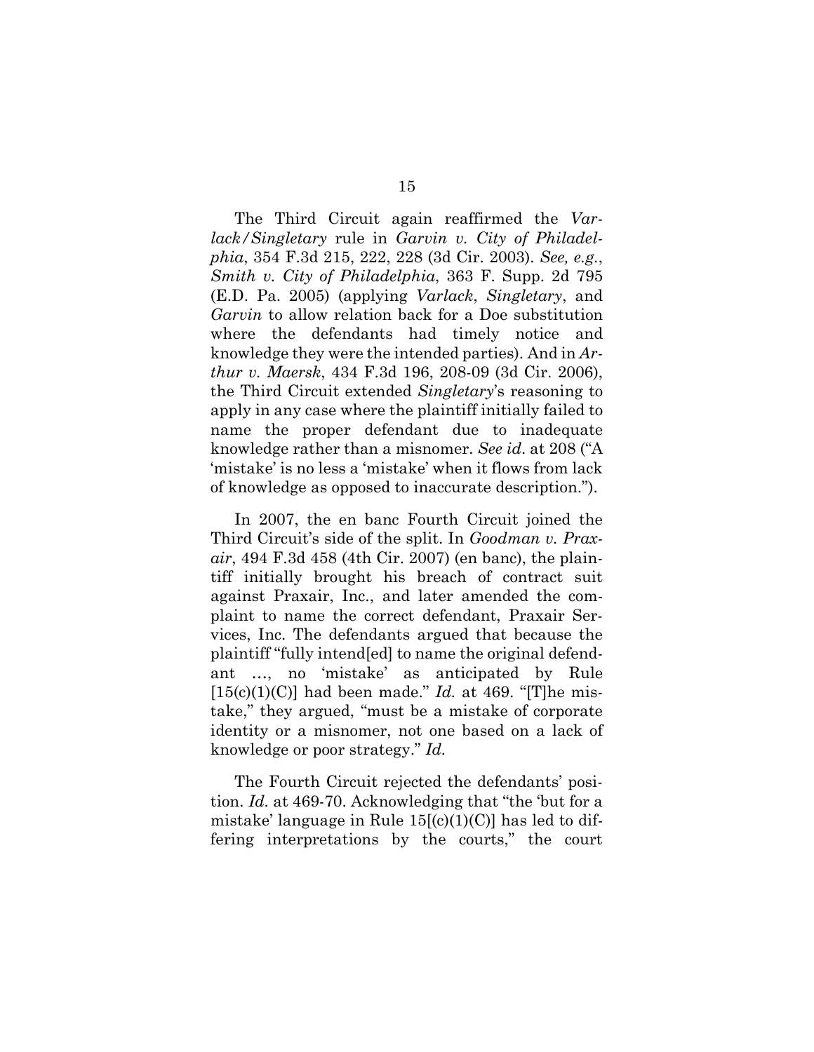The Third Circuit again reaffirmed the *Varlack/Singletary* rule in *Garvin v. City of Philadelphia*, 354 F.3d 215, 222, 228 (3d Cir. 2003). *See, e.g.*, *Smith v. City of Philadelphia*, 363 F. Supp. 2d 795 (E.D. Pa. 2005) (applying *Varlack*, *Singletary*, and *Garvin* to allow relation back for a Doe substitution where the defendants had timely notice and knowledge they were the intended parties). And in *Arthur v. Maersk*, 434 F.3d 196, 208-09 (3d Cir. 2006), the Third Circuit extended *Singletary*'s reasoning to apply in any case where the plaintiff initially failed to name the proper defendant due to inadequate knowledge rather than a misnomer. *See id*. at 208 ("A 'mistake' is no less a 'mistake' when it flows from lack of knowledge as opposed to inaccurate description.").

In 2007, the en banc Fourth Circuit joined the Third Circuit's side of the split. In *Goodman v. Praxair*, 494 F.3d 458 (4th Cir. 2007) (en banc), the plaintiff initially brought his breach of contract suit against Praxair, Inc., and later amended the complaint to name the correct defendant, Praxair Services, Inc. The defendants argued that because the plaintiff "fully intend[ed] to name the original defendant …, no 'mistake' as anticipated by Rule [15(c)(1)(C)] had been made." *Id.* at 469. "[T]he mistake," they argued, "must be a mistake of corporate identity or a misnomer, not one based on a lack of knowledge or poor strategy." *Id.*

The Fourth Circuit rejected the defendants' position. *Id.* at 469-70. Acknowledging that "the 'but for a mistake' language in Rule 15[(c)(1)(C)] has led to differing interpretations by the courts," the court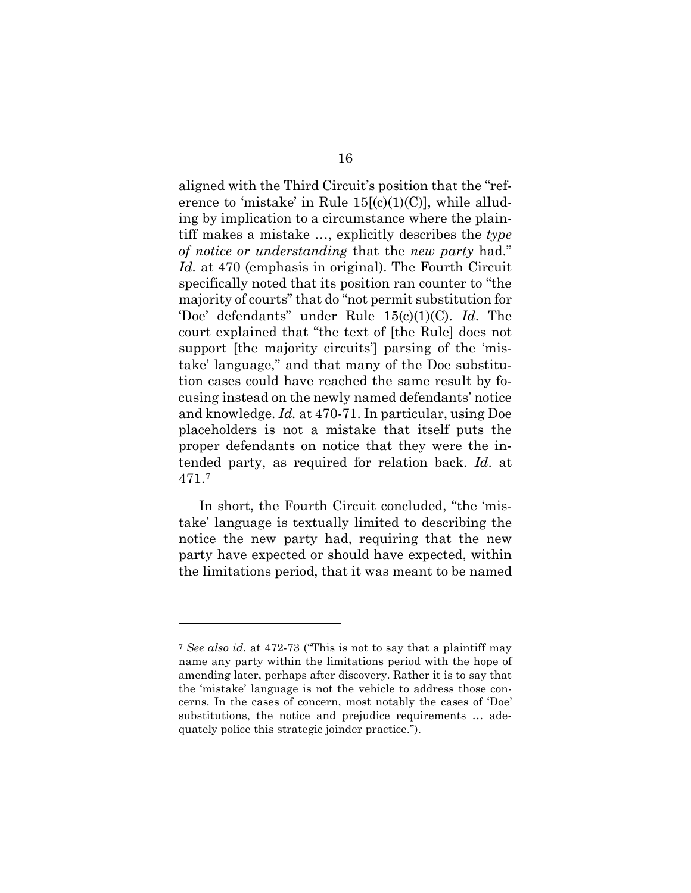aligned with the Third Circuit's position that the "reference to 'mistake' in Rule 15[(c)(1)(C)], while alluding by implication to a circumstance where the plaintiff makes a mistake …, explicitly describes the *type of notice or understanding* that the *new party* had." *Id.* at 470 (emphasis in original). The Fourth Circuit specifically noted that its position ran counter to "the majority of courts" that do "not permit substitution for 'Doe' defendants" under Rule 15(c)(1)(C). *Id*. The court explained that "the text of [the Rule] does not support [the majority circuits'] parsing of the 'mistake' language," and that many of the Doe substitution cases could have reached the same result by focusing instead on the newly named defendants' notice and knowledge. *Id.* at 470-71. In particular, using Doe placeholders is not a mistake that itself puts the proper defendants on notice that they were the intended party, as required for relation back. *Id*. at 471.[7]

In short, the Fourth Circuit concluded, "the 'mistake' language is textually limited to describing the notice the new party had, requiring that the new party have expected or should have expected, within the limitations period, that it was meant to be named

---

[7] *See also id*. at 472-73 ("This is not to say that a plaintiff may name any party within the limitations period with the hope of amending later, perhaps after discovery. Rather it is to say that the 'mistake' language is not the vehicle to address those concerns. In the cases of concern, most notably the cases of 'Doe' substitutions, the notice and prejudice requirements … adequately police this strategic joinder practice.").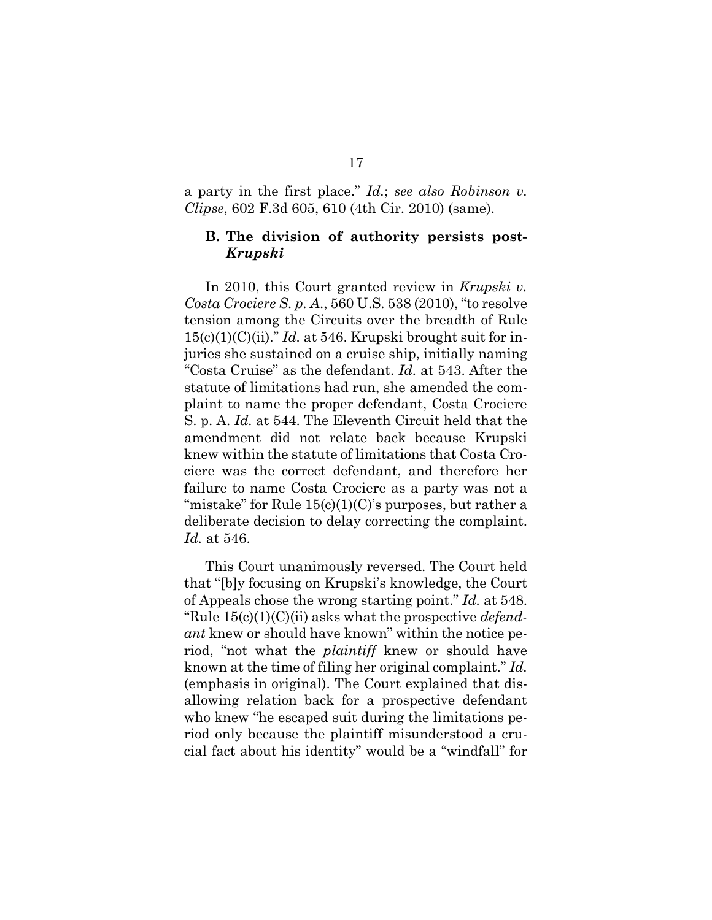a party in the first place." *Id.*; *see also Robinson v. Clipse*, 602 F.3d 605, 610 (4th Cir. 2010) (same).

### B. The division of authority persists post-*Krupski*

In 2010, this Court granted review in *Krupski v. Costa Crociere S. p. A.*, 560 U.S. 538 (2010), "to resolve tension among the Circuits over the breadth of Rule 15(c)(1)(C)(ii)." *Id.* at 546. Krupski brought suit for injuries she sustained on a cruise ship, initially naming "Costa Cruise" as the defendant. *Id.* at 543. After the statute of limitations had run, she amended the complaint to name the proper defendant, Costa Crociere S. p. A. *Id.* at 544. The Eleventh Circuit held that the amendment did not relate back because Krupski knew within the statute of limitations that Costa Crociere was the correct defendant, and therefore her failure to name Costa Crociere as a party was not a "mistake" for Rule 15(c)(1)(C)'s purposes, but rather a deliberate decision to delay correcting the complaint. *Id.* at 546.

This Court unanimously reversed. The Court held that "[b]y focusing on Krupski's knowledge, the Court of Appeals chose the wrong starting point." *Id.* at 548. "Rule 15(c)(1)(C)(ii) asks what the prospective *defendant* knew or should have known" within the notice period, "not what the *plaintiff* knew or should have known at the time of filing her original complaint." *Id.* (emphasis in original). The Court explained that disallowing relation back for a prospective defendant who knew "he escaped suit during the limitations period only because the plaintiff misunderstood a crucial fact about his identity" would be a "windfall" for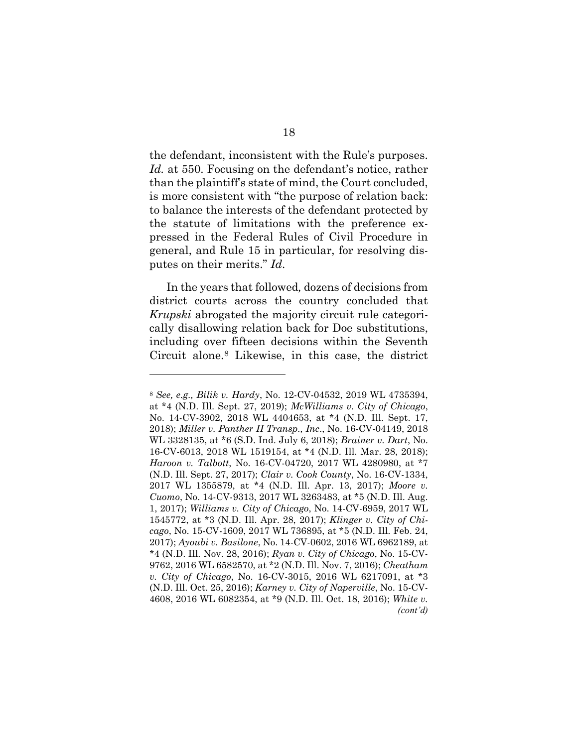the defendant, inconsistent with the Rule's purposes. *Id.* at 550. Focusing on the defendant's notice, rather than the plaintiff's state of mind, the Court concluded, is more consistent with "the purpose of relation back: to balance the interests of the defendant protected by the statute of limitations with the preference expressed in the Federal Rules of Civil Procedure in general, and Rule 15 in particular, for resolving disputes on their merits." *Id*.

In the years that followed, dozens of decisions from district courts across the country concluded that *Krupski* abrogated the majority circuit rule categorically disallowing relation back for Doe substitutions, including over fifteen decisions within the Seventh Circuit alone.[8] Likewise, in this case, the district

---

[8] *See, e.g., Bilik v. Hardy*, No. 12-CV-04532, 2019 WL 4735394, at \*4 (N.D. Ill. Sept. 27, 2019); *McWilliams v. City of Chicago*, No. 14-CV-3902, 2018 WL 4404653, at \*4 (N.D. Ill. Sept. 17, 2018); *Miller v. Panther II Transp., Inc*., No. 16-CV-04149, 2018 WL 3328135, at \*6 (S.D. Ind. July 6, 2018); *Brainer v. Dart*, No. 16-CV-6013, 2018 WL 1519154, at \*4 (N.D. Ill. Mar. 28, 2018); *Haroon v. Talbott*, No. 16-CV-04720, 2017 WL 4280980, at \*7 (N.D. Ill. Sept. 27, 2017); *Clair v. Cook County*, No. 16-CV-1334, 2017 WL 1355879, at \*4 (N.D. Ill. Apr. 13, 2017); *Moore v. Cuomo*, No. 14-CV-9313, 2017 WL 3263483, at \*5 (N.D. Ill. Aug. 1, 2017); *Williams v. City of Chicago*, No. 14-CV-6959, 2017 WL 1545772, at \*3 (N.D. Ill. Apr. 28, 2017); *Klinger v. City of Chicago*, No. 15-CV-1609, 2017 WL 736895, at \*5 (N.D. Ill. Feb. 24, 2017); *Ayoubi v. Basilone*, No. 14-CV-0602, 2016 WL 6962189, at \*4 (N.D. Ill. Nov. 28, 2016); *Ryan v. City of Chicago*, No. 15-CV-9762, 2016 WL 6582570, at \*2 (N.D. Ill. Nov. 7, 2016); *Cheatham v. City of Chicago*, No. 16-CV-3015, 2016 WL 6217091, at \*3 (N.D. Ill. Oct. 25, 2016); *Karney v. City of Naperville*, No. 15-CV-4608, 2016 WL 6082354, at \*9 (N.D. Ill. Oct. 18, 2016); *White v.*
*(cont'd)*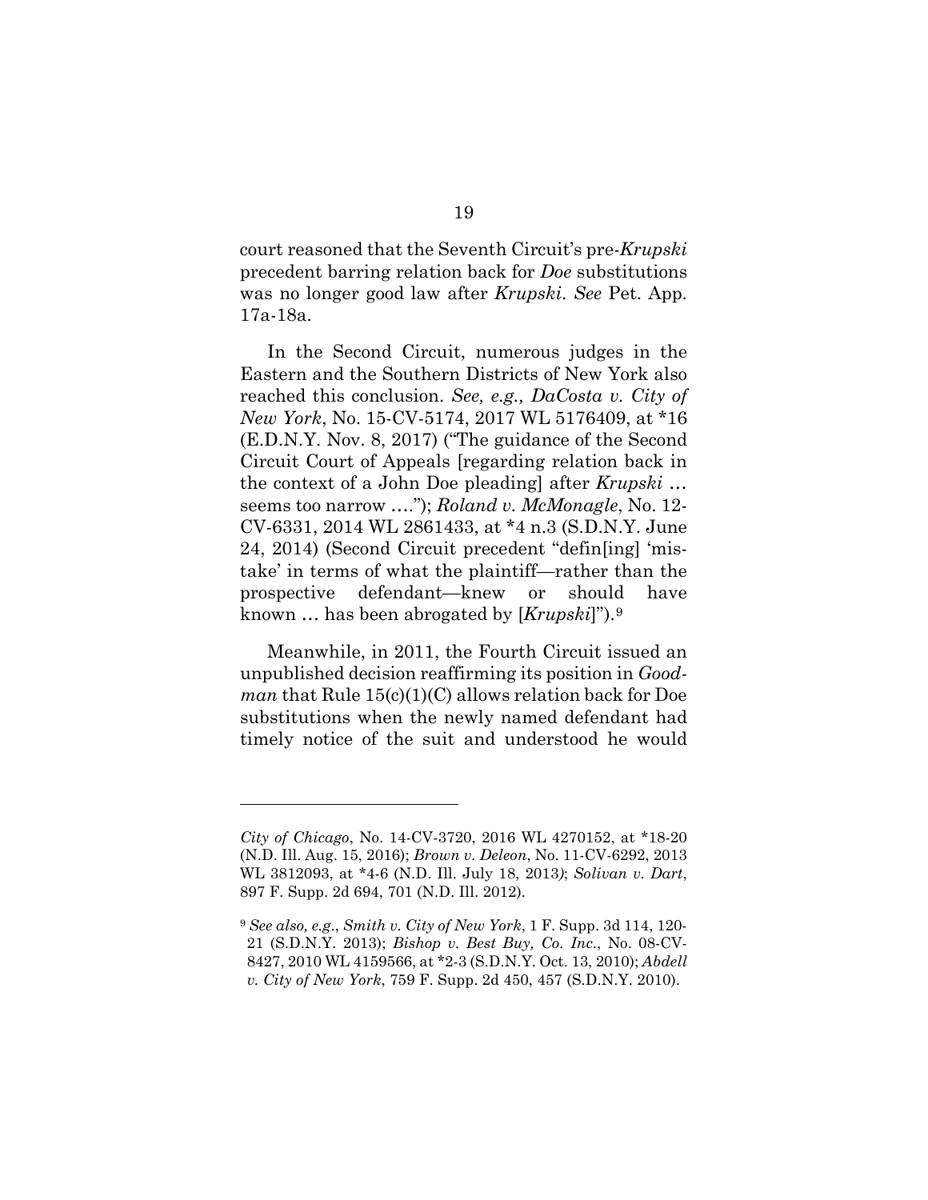court reasoned that the Seventh Circuit's pre-*Krupski* precedent barring relation back for *Doe* substitutions was no longer good law after *Krupski*. *See* Pet. App. 17a-18a.

In the Second Circuit, numerous judges in the Eastern and the Southern Districts of New York also reached this conclusion. *See, e.g., DaCosta v. City of New York*, No. 15-CV-5174, 2017 WL 5176409, at *16 (E.D.N.Y. Nov. 8, 2017) ("The guidance of the Second Circuit Court of Appeals [regarding relation back in the context of a John Doe pleading] after *Krupski* … seems too narrow …."); *Roland v. McMonagle*, No. 12-CV-6331, 2014 WL 2861433, at *4 n.3 (S.D.N.Y. June 24, 2014) (Second Circuit precedent "defin[ing] 'mistake' in terms of what the plaintiff—rather than the prospective defendant—knew or should have known … has been abrogated by [*Krupski*]").[9]

Meanwhile, in 2011, the Fourth Circuit issued an unpublished decision reaffirming its position in *Goodman* that Rule 15(c)(1)(C) allows relation back for Doe substitutions when the newly named defendant had timely notice of the suit and understood he would

---

*City of Chicago*, No. 14-CV-3720, 2016 WL 4270152, at *18-20 (N.D. Ill. Aug. 15, 2016); *Brown v. Deleon*, No. 11-CV-6292, 2013 WL 3812093, at *4-6 (N.D. Ill. July 18, 2013); *Solivan v. Dart*, 897 F. Supp. 2d 694, 701 (N.D. Ill. 2012).

[9] *See also, e.g.*, *Smith v. City of New York*, 1 F. Supp. 3d 114, 120-21 (S.D.N.Y. 2013); *Bishop v. Best Buy, Co. Inc.*, No. 08-CV-8427, 2010 WL 4159566, at *2-3 (S.D.N.Y. Oct. 13, 2010); *Abdell v. City of New York*, 759 F. Supp. 2d 450, 457 (S.D.N.Y. 2010).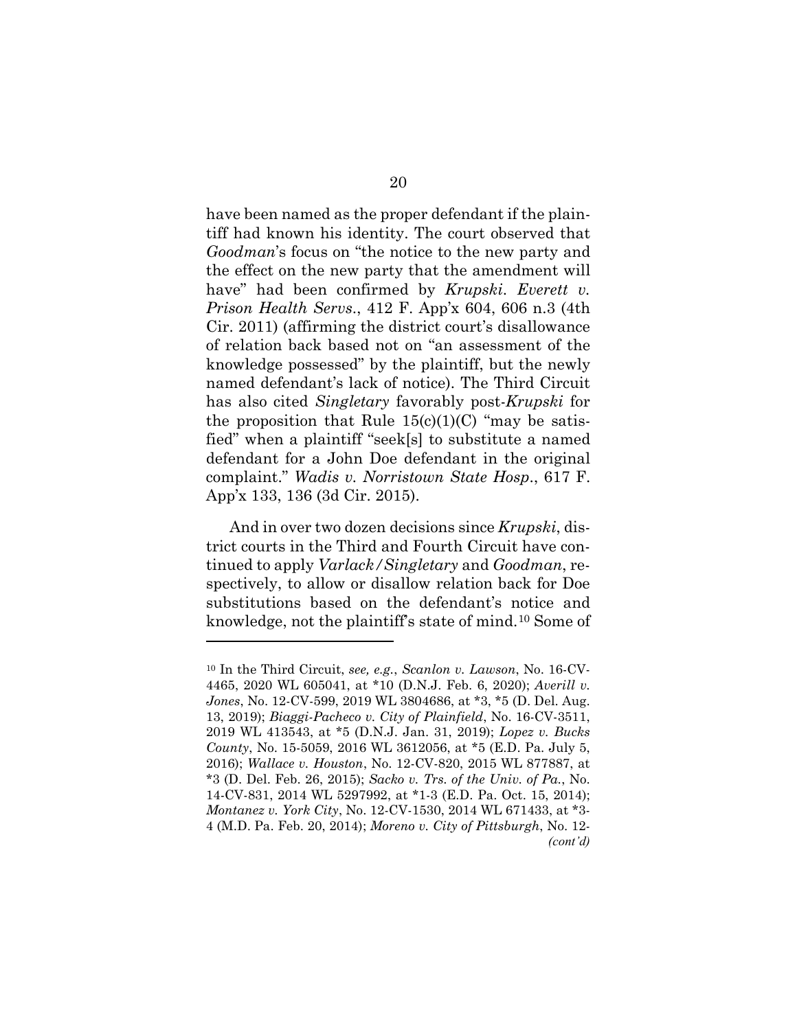have been named as the proper defendant if the plaintiff had known his identity. The court observed that *Goodman*'s focus on "the notice to the new party and the effect on the new party that the amendment will have" had been confirmed by *Krupski*. *Everett v. Prison Health Servs*., 412 F. App'x 604, 606 n.3 (4th Cir. 2011) (affirming the district court's disallowance of relation back based not on "an assessment of the knowledge possessed" by the plaintiff, but the newly named defendant's lack of notice). The Third Circuit has also cited *Singletary* favorably post-*Krupski* for the proposition that Rule 15(c)(1)(C) "may be satisfied" when a plaintiff "seek[s] to substitute a named defendant for a John Doe defendant in the original complaint." *Wadis v. Norristown State Hosp*., 617 F. App'x 133, 136 (3d Cir. 2015).

And in over two dozen decisions since *Krupski*, district courts in the Third and Fourth Circuit have continued to apply *Varlack/Singletary* and *Goodman*, respectively, to allow or disallow relation back for Doe substitutions based on the defendant's notice and knowledge, not the plaintiff's state of mind.[10] Some of

---

[10] In the Third Circuit, *see, e.g.*, *Scanlon v. Lawson*, No. 16-CV-4465, 2020 WL 605041, at *10 (D.N.J. Feb. 6, 2020); *Averill v. Jones*, No. 12-CV-599, 2019 WL 3804686, at *3, *5 (D. Del. Aug. 13, 2019); *Biaggi-Pacheco v. City of Plainfield*, No. 16-CV-3511, 2019 WL 413543, at *5 (D.N.J. Jan. 31, 2019); *Lopez v. Bucks County*, No. 15-5059, 2016 WL 3612056, at *5 (E.D. Pa. July 5, 2016); *Wallace v. Houston*, No. 12-CV-820, 2015 WL 877887, at *3 (D. Del. Feb. 26, 2015); *Sacko v. Trs. of the Univ. of Pa.*, No. 14-CV-831, 2014 WL 5297992, at *1-3 (E.D. Pa. Oct. 15, 2014); *Montanez v. York City*, No. 12-CV-1530, 2014 WL 671433, at *3-4 (M.D. Pa. Feb. 20, 2014); *Moreno v. City of Pittsburgh*, No. 12-

*(cont'd)*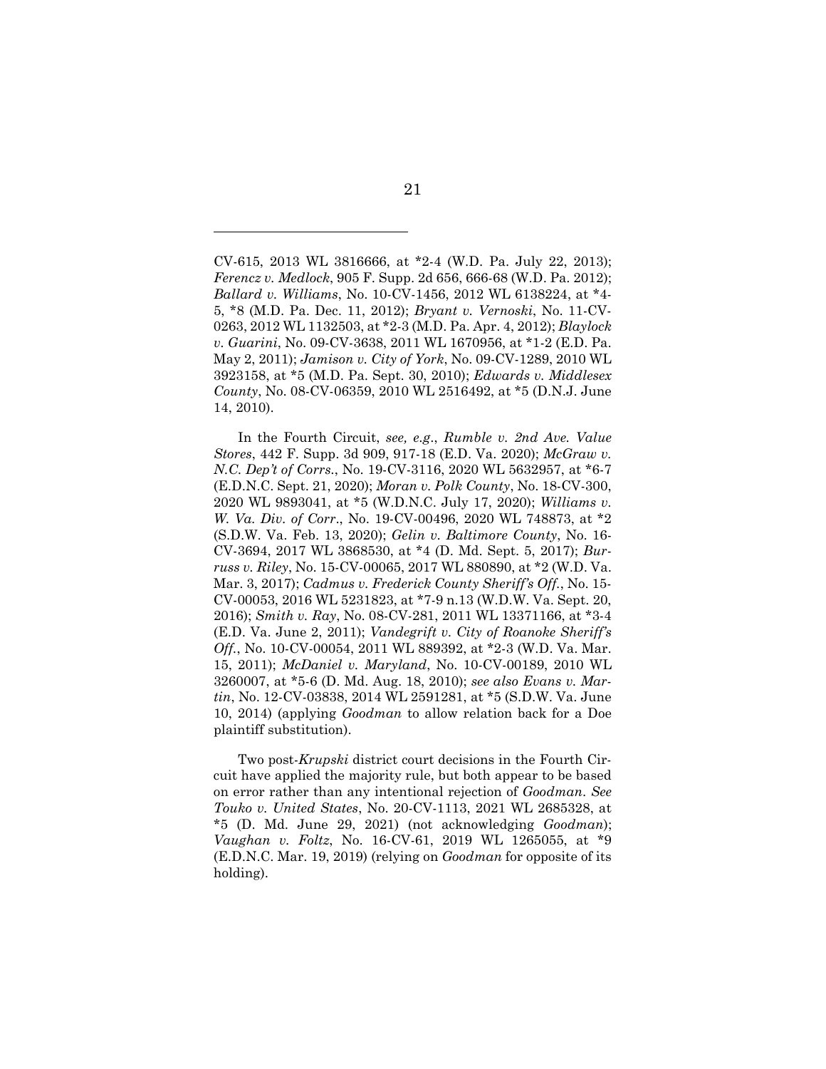CV-615, 2013 WL 3816666, at *2-4 (W.D. Pa. July 22, 2013); *Ferencz v. Medlock*, 905 F. Supp. 2d 656, 666-68 (W.D. Pa. 2012); *Ballard v. Williams*, No. 10-CV-1456, 2012 WL 6138224, at *4-5, *8 (M.D. Pa. Dec. 11, 2012); *Bryant v. Vernoski*, No. 11-CV-0263, 2012 WL 1132503, at *2-3 (M.D. Pa. Apr. 4, 2012); *Blaylock v. Guarini*, No. 09-CV-3638, 2011 WL 1670956, at *1-2 (E.D. Pa. May 2, 2011); *Jamison v. City of York*, No. 09-CV-1289, 2010 WL 3923158, at *5 (M.D. Pa. Sept. 30, 2010); *Edwards v. Middlesex County*, No. 08-CV-06359, 2010 WL 2516492, at *5 (D.N.J. June 14, 2010).

In the Fourth Circuit, *see, e.g.*, *Rumble v. 2nd Ave. Value Stores*, 442 F. Supp. 3d 909, 917-18 (E.D. Va. 2020); *McGraw v. N.C. Dep't of Corrs.*, No. 19-CV-3116, 2020 WL 5632957, at *6-7 (E.D.N.C. Sept. 21, 2020); *Moran v. Polk County*, No. 18-CV-300, 2020 WL 9893041, at *5 (W.D.N.C. July 17, 2020); *Williams v. W. Va. Div. of Corr.*, No. 19-CV-00496, 2020 WL 748873, at *2 (S.D.W. Va. Feb. 13, 2020); *Gelin v. Baltimore County*, No. 16-CV-3694, 2017 WL 3868530, at *4 (D. Md. Sept. 5, 2017); *Burruss v. Riley*, No. 15-CV-00065, 2017 WL 880890, at *2 (W.D. Va. Mar. 3, 2017); *Cadmus v. Frederick County Sheriff's Off.*, No. 15-CV-00053, 2016 WL 5231823, at *7-9 n.13 (W.D.W. Va. Sept. 20, 2016); *Smith v. Ray*, No. 08-CV-281, 2011 WL 13371166, at *3-4 (E.D. Va. June 2, 2011); *Vandegrift v. City of Roanoke Sheriff's Off.*, No. 10-CV-00054, 2011 WL 889392, at *2-3 (W.D. Va. Mar. 15, 2011); *McDaniel v. Maryland*, No. 10-CV-00189, 2010 WL 3260007, at *5-6 (D. Md. Aug. 18, 2010); *see also Evans v. Martin*, No. 12-CV-03838, 2014 WL 2591281, at *5 (S.D.W. Va. June 10, 2014) (applying *Goodman* to allow relation back for a Doe plaintiff substitution).

Two post-*Krupski* district court decisions in the Fourth Circuit have applied the majority rule, but both appear to be based on error rather than any intentional rejection of *Goodman*. *See Touko v. United States*, No. 20-CV-1113, 2021 WL 2685328, at *5 (D. Md. June 29, 2021) (not acknowledging *Goodman*); *Vaughan v. Foltz*, No. 16-CV-61, 2019 WL 1265055, at *9 (E.D.N.C. Mar. 19, 2019) (relying on *Goodman* for opposite of its holding).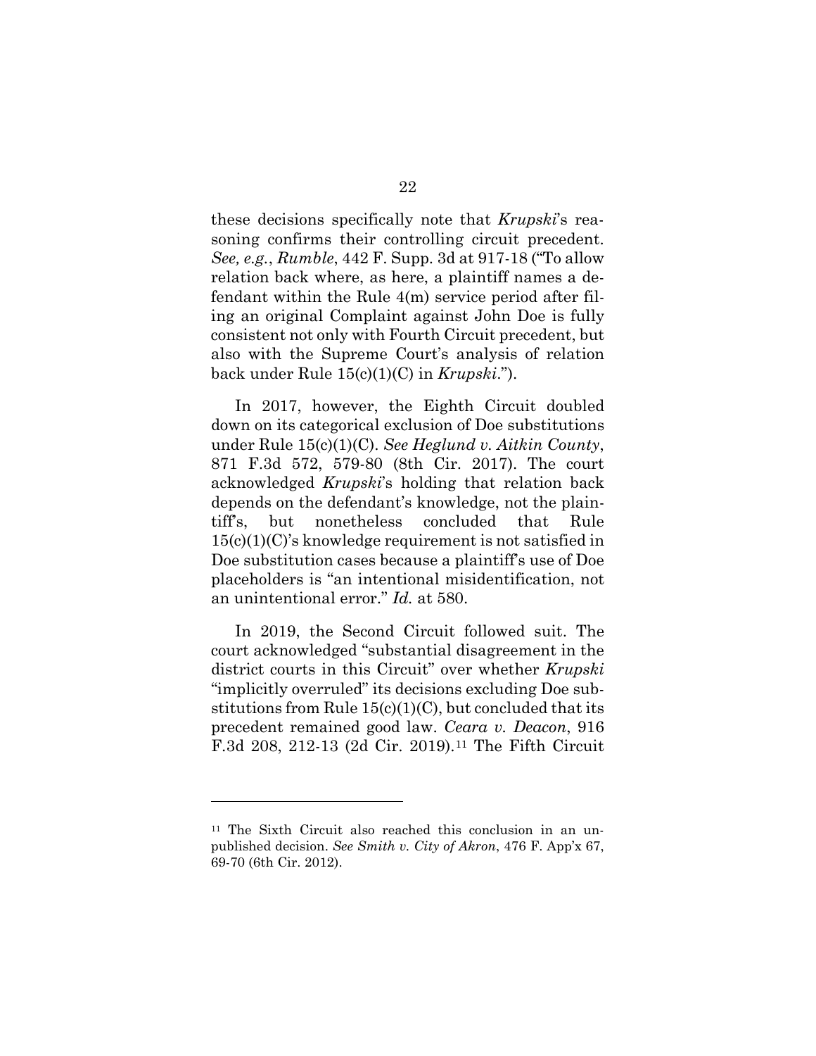these decisions specifically note that *Krupski*'s reasoning confirms their controlling circuit precedent. *See, e.g.*, *Rumble*, 442 F. Supp. 3d at 917-18 ("To allow relation back where, as here, a plaintiff names a defendant within the Rule 4(m) service period after filing an original Complaint against John Doe is fully consistent not only with Fourth Circuit precedent, but also with the Supreme Court's analysis of relation back under Rule 15(c)(1)(C) in *Krupski*.").

In 2017, however, the Eighth Circuit doubled down on its categorical exclusion of Doe substitutions under Rule 15(c)(1)(C). *See Heglund v. Aitkin County*, 871 F.3d 572, 579-80 (8th Cir. 2017). The court acknowledged *Krupski*'s holding that relation back depends on the defendant's knowledge, not the plaintiff's, but nonetheless concluded that Rule 15(c)(1)(C)'s knowledge requirement is not satisfied in Doe substitution cases because a plaintiff's use of Doe placeholders is "an intentional misidentification, not an unintentional error." *Id.* at 580.

In 2019, the Second Circuit followed suit. The court acknowledged "substantial disagreement in the district courts in this Circuit" over whether *Krupski* "implicitly overruled" its decisions excluding Doe substitutions from Rule 15(c)(1)(C), but concluded that its precedent remained good law. *Ceara v. Deacon*, 916 F.3d 208, 212-13 (2d Cir. 2019).[11] The Fifth Circuit

---

[11] The Sixth Circuit also reached this conclusion in an unpublished decision. *See Smith v. City of Akron*, 476 F. App'x 67, 69-70 (6th Cir. 2012).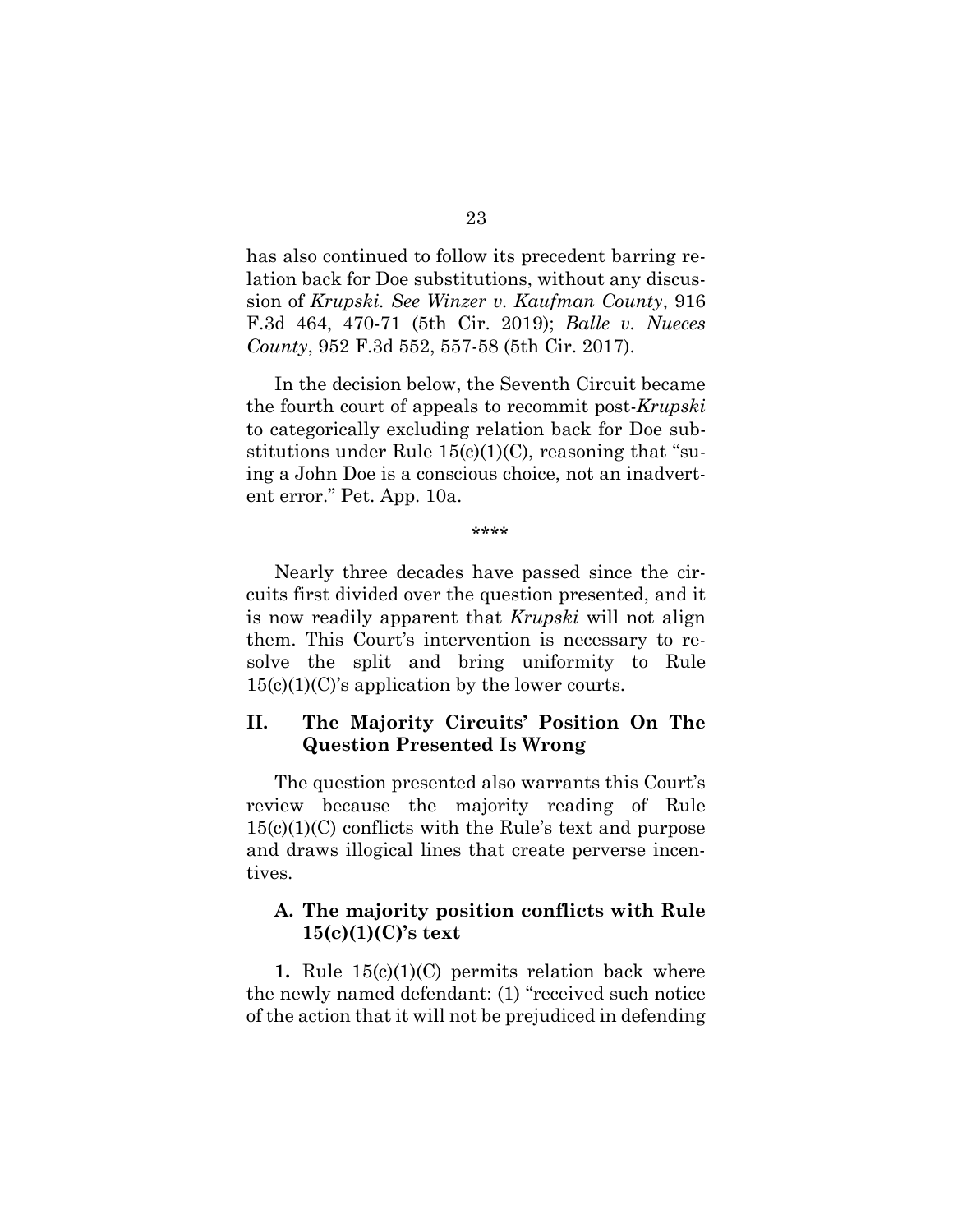has also continued to follow its precedent barring relation back for Doe substitutions, without any discussion of *Krupski*. *See Winzer v. Kaufman County*, 916 F.3d 464, 470-71 (5th Cir. 2019); *Balle v. Nueces County*, 952 F.3d 552, 557-58 (5th Cir. 2017).

In the decision below, the Seventh Circuit became the fourth court of appeals to recommit post-*Krupski* to categorically excluding relation back for Doe substitutions under Rule 15(c)(1)(C), reasoning that "suing a John Doe is a conscious choice, not an inadvertent error." Pet. App. 10a.

\*\*\*\*

Nearly three decades have passed since the circuits first divided over the question presented, and it is now readily apparent that *Krupski* will not align them. This Court's intervention is necessary to resolve the split and bring uniformity to Rule 15(c)(1)(C)'s application by the lower courts.

## II. The Majority Circuits' Position On The Question Presented Is Wrong

The question presented also warrants this Court's review because the majority reading of Rule 15(c)(1)(C) conflicts with the Rule's text and purpose and draws illogical lines that create perverse incentives.

### A. The majority position conflicts with Rule 15(c)(1)(C)'s text

**1.** Rule 15(c)(1)(C) permits relation back where the newly named defendant: (1) "received such notice of the action that it will not be prejudiced in defending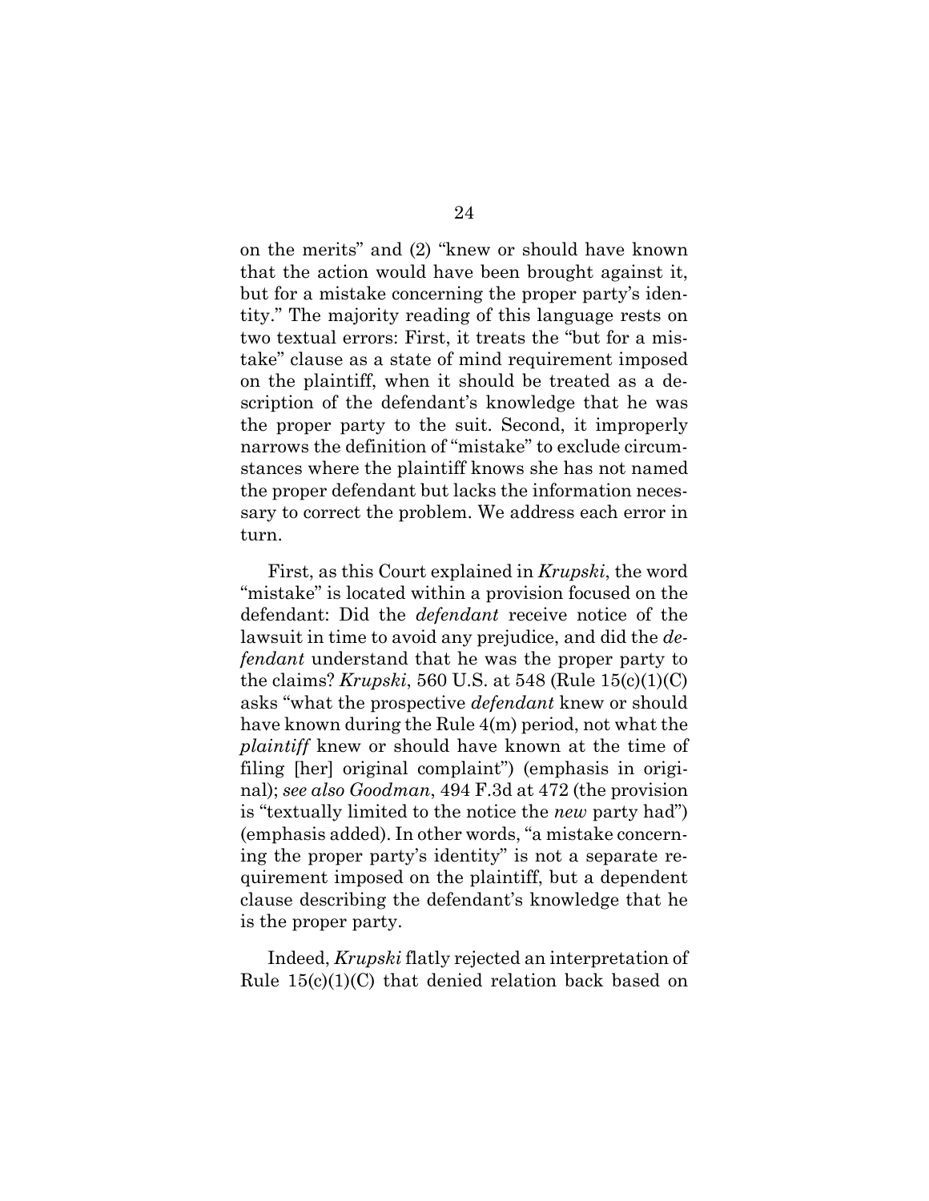on the merits" and (2) "knew or should have known that the action would have been brought against it, but for a mistake concerning the proper party's identity." The majority reading of this language rests on two textual errors: First, it treats the "but for a mistake" clause as a state of mind requirement imposed on the plaintiff, when it should be treated as a description of the defendant's knowledge that he was the proper party to the suit. Second, it improperly narrows the definition of "mistake" to exclude circumstances where the plaintiff knows she has not named the proper defendant but lacks the information necessary to correct the problem. We address each error in turn.

First, as this Court explained in *Krupski*, the word "mistake" is located within a provision focused on the defendant: Did the *defendant* receive notice of the lawsuit in time to avoid any prejudice, and did the *defendant* understand that he was the proper party to the claims? *Krupski*, 560 U.S. at 548 (Rule 15(c)(1)(C) asks "what the prospective *defendant* knew or should have known during the Rule 4(m) period, not what the *plaintiff* knew or should have known at the time of filing [her] original complaint") (emphasis in original); *see also Goodman*, 494 F.3d at 472 (the provision is "textually limited to the notice the *new* party had") (emphasis added). In other words, "a mistake concerning the proper party's identity" is not a separate requirement imposed on the plaintiff, but a dependent clause describing the defendant's knowledge that he is the proper party.

Indeed, *Krupski* flatly rejected an interpretation of Rule 15(c)(1)(C) that denied relation back based on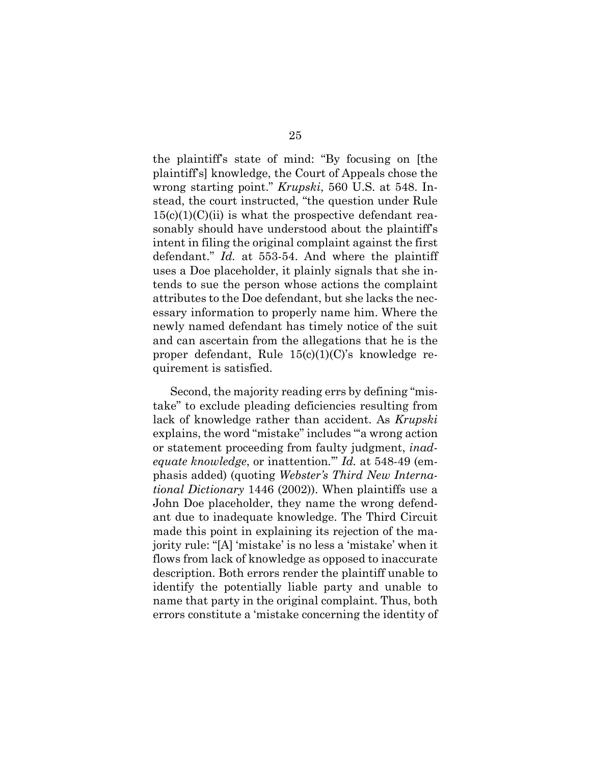the plaintiff's state of mind: "By focusing on [the plaintiff's] knowledge, the Court of Appeals chose the wrong starting point." *Krupski*, 560 U.S. at 548. Instead, the court instructed, "the question under Rule 15(c)(1)(C)(ii) is what the prospective defendant reasonably should have understood about the plaintiff's intent in filing the original complaint against the first defendant." *Id.* at 553-54. And where the plaintiff uses a Doe placeholder, it plainly signals that she intends to sue the person whose actions the complaint attributes to the Doe defendant, but she lacks the necessary information to properly name him. Where the newly named defendant has timely notice of the suit and can ascertain from the allegations that he is the proper defendant, Rule 15(c)(1)(C)'s knowledge requirement is satisfied.

Second, the majority reading errs by defining "mistake" to exclude pleading deficiencies resulting from lack of knowledge rather than accident. As *Krupski* explains, the word "mistake" includes "'a wrong action or statement proceeding from faulty judgment, *inadequate knowledge*, or inattention.'" *Id.* at 548-49 (emphasis added) (quoting *Webster's Third New International Dictionary* 1446 (2002)). When plaintiffs use a John Doe placeholder, they name the wrong defendant due to inadequate knowledge. The Third Circuit made this point in explaining its rejection of the majority rule: "[A] 'mistake' is no less a 'mistake' when it flows from lack of knowledge as opposed to inaccurate description. Both errors render the plaintiff unable to identify the potentially liable party and unable to name that party in the original complaint. Thus, both errors constitute a 'mistake concerning the identity of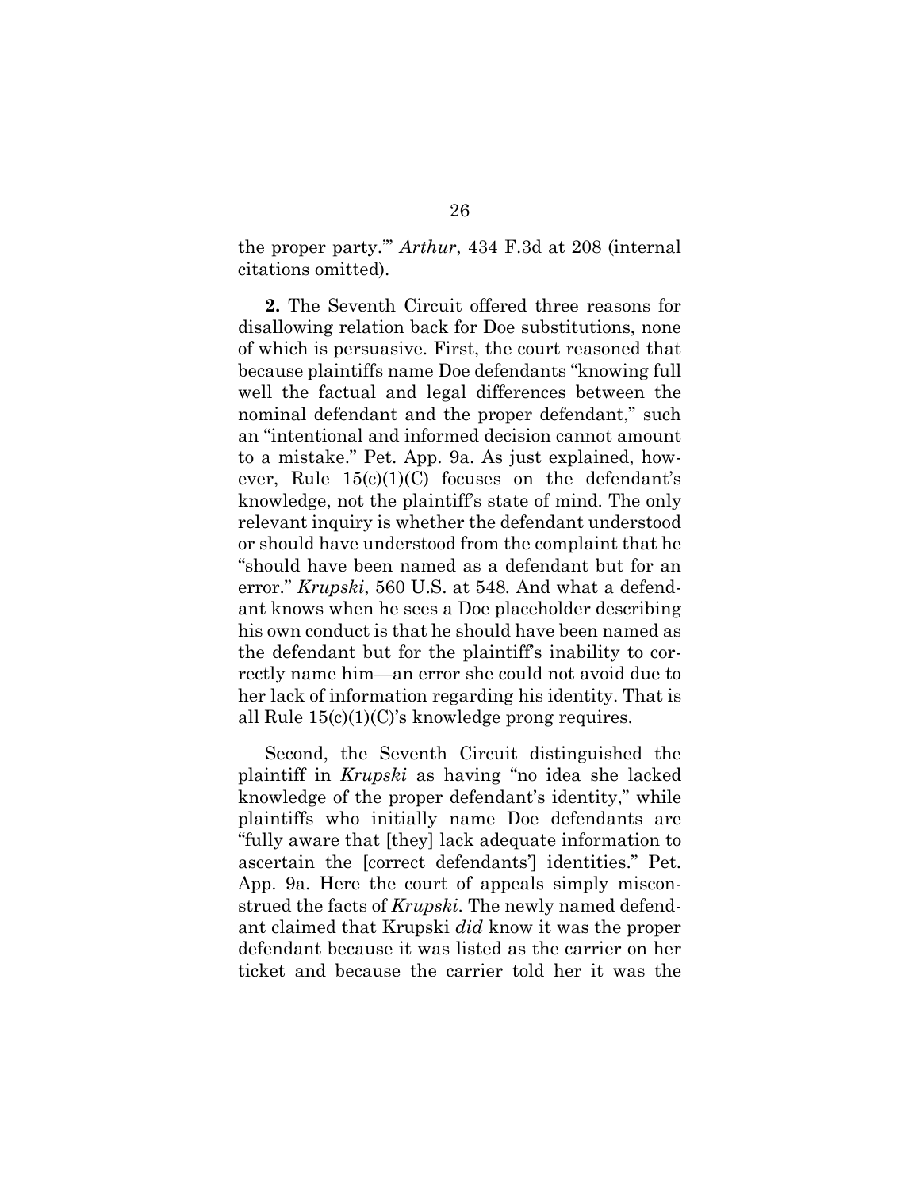the proper party.'" *Arthur*, 434 F.3d at 208 (internal citations omitted).

**2.** The Seventh Circuit offered three reasons for disallowing relation back for Doe substitutions, none of which is persuasive. First, the court reasoned that because plaintiffs name Doe defendants "knowing full well the factual and legal differences between the nominal defendant and the proper defendant," such an "intentional and informed decision cannot amount to a mistake." Pet. App. 9a. As just explained, however, Rule 15(c)(1)(C) focuses on the defendant's knowledge, not the plaintiff's state of mind. The only relevant inquiry is whether the defendant understood or should have understood from the complaint that he "should have been named as a defendant but for an error." *Krupski*, 560 U.S. at 548. And what a defendant knows when he sees a Doe placeholder describing his own conduct is that he should have been named as the defendant but for the plaintiff's inability to correctly name him—an error she could not avoid due to her lack of information regarding his identity. That is all Rule 15(c)(1)(C)'s knowledge prong requires.

Second, the Seventh Circuit distinguished the plaintiff in *Krupski* as having "no idea she lacked knowledge of the proper defendant's identity," while plaintiffs who initially name Doe defendants are "fully aware that [they] lack adequate information to ascertain the [correct defendants'] identities." Pet. App. 9a. Here the court of appeals simply misconstrued the facts of *Krupski*. The newly named defendant claimed that Krupski *did* know it was the proper defendant because it was listed as the carrier on her ticket and because the carrier told her it was the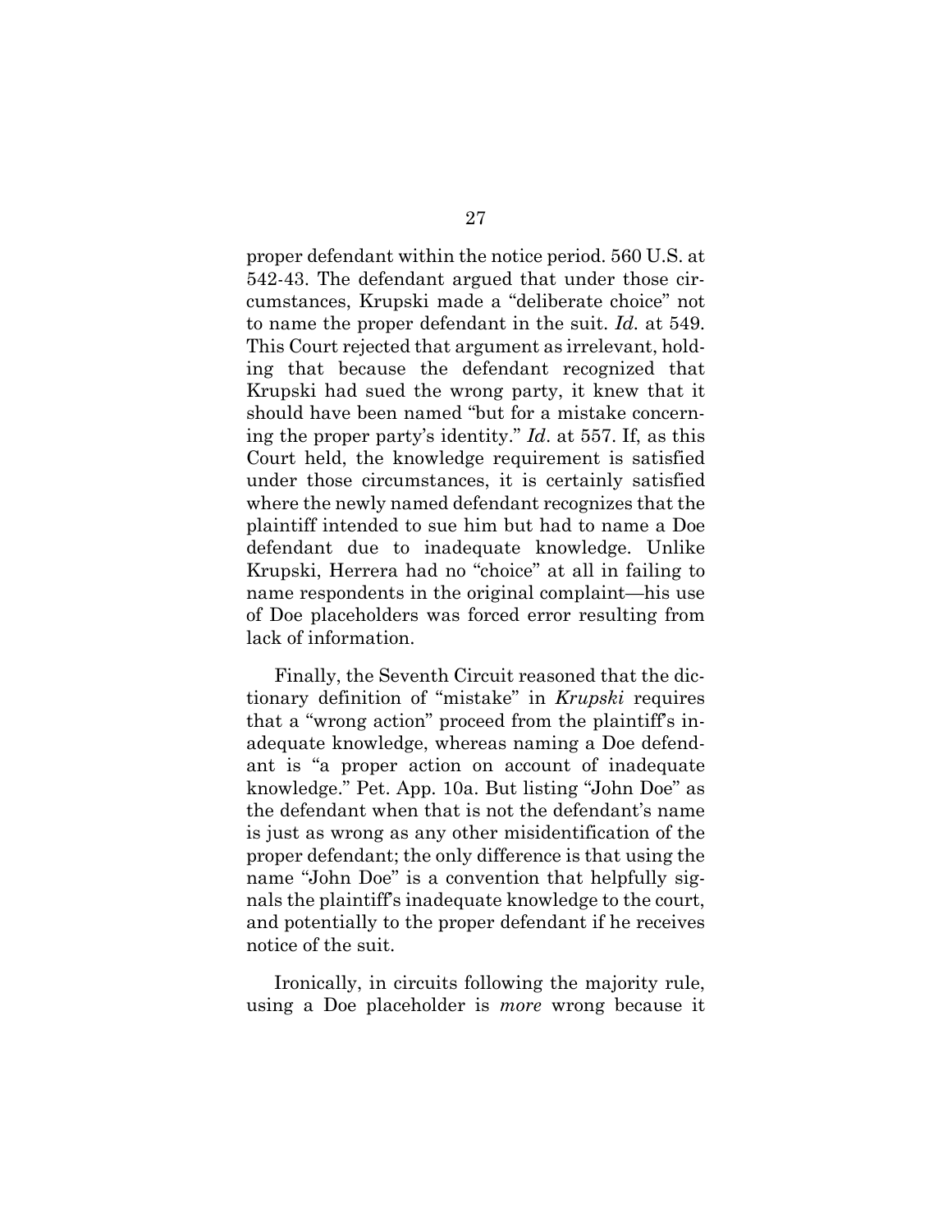proper defendant within the notice period. 560 U.S. at 542-43. The defendant argued that under those circumstances, Krupski made a "deliberate choice" not to name the proper defendant in the suit. *Id.* at 549. This Court rejected that argument as irrelevant, holding that because the defendant recognized that Krupski had sued the wrong party, it knew that it should have been named "but for a mistake concerning the proper party's identity." *Id*. at 557. If, as this Court held, the knowledge requirement is satisfied under those circumstances, it is certainly satisfied where the newly named defendant recognizes that the plaintiff intended to sue him but had to name a Doe defendant due to inadequate knowledge. Unlike Krupski, Herrera had no "choice" at all in failing to name respondents in the original complaint—his use of Doe placeholders was forced error resulting from lack of information.

Finally, the Seventh Circuit reasoned that the dictionary definition of "mistake" in *Krupski* requires that a "wrong action" proceed from the plaintiff's inadequate knowledge, whereas naming a Doe defendant is "a proper action on account of inadequate knowledge." Pet. App. 10a. But listing "John Doe" as the defendant when that is not the defendant's name is just as wrong as any other misidentification of the proper defendant; the only difference is that using the name "John Doe" is a convention that helpfully signals the plaintiff's inadequate knowledge to the court, and potentially to the proper defendant if he receives notice of the suit.

Ironically, in circuits following the majority rule, using a Doe placeholder is *more* wrong because it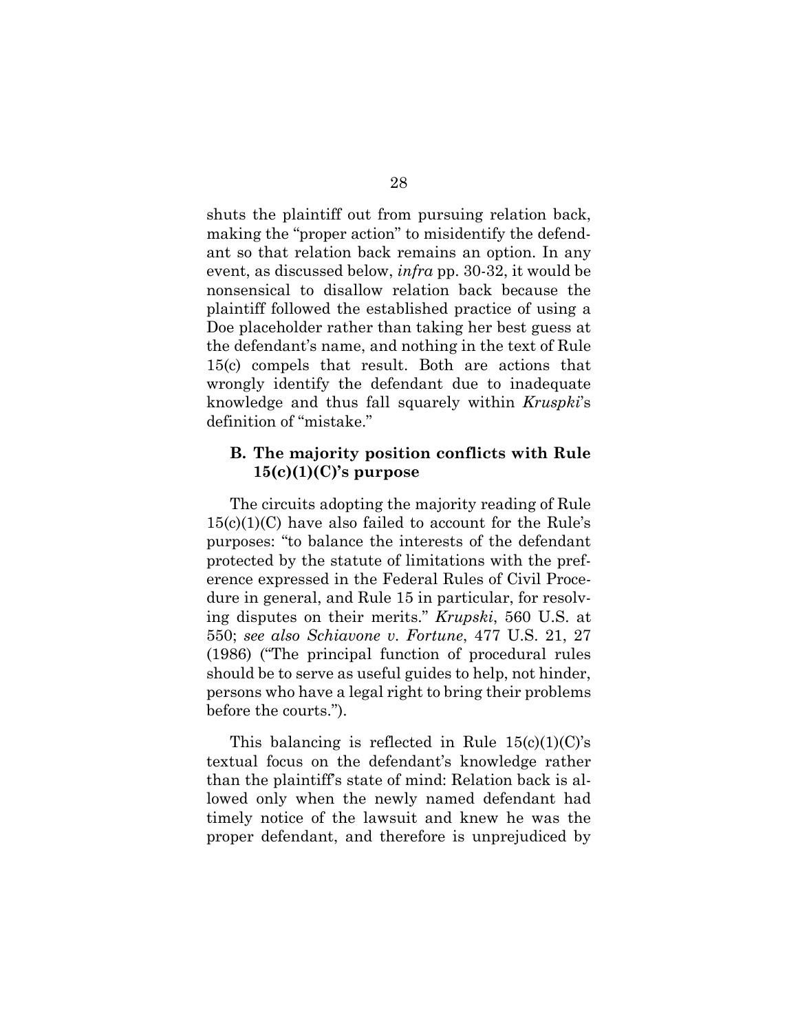shuts the plaintiff out from pursuing relation back, making the "proper action" to misidentify the defendant so that relation back remains an option. In any event, as discussed below, *infra* pp. 30-32, it would be nonsensical to disallow relation back because the plaintiff followed the established practice of using a Doe placeholder rather than taking her best guess at the defendant's name, and nothing in the text of Rule 15(c) compels that result. Both are actions that wrongly identify the defendant due to inadequate knowledge and thus fall squarely within *Kruspki*'s definition of "mistake."

### B. The majority position conflicts with Rule 15(c)(1)(C)'s purpose

The circuits adopting the majority reading of Rule 15(c)(1)(C) have also failed to account for the Rule's purposes: "to balance the interests of the defendant protected by the statute of limitations with the preference expressed in the Federal Rules of Civil Procedure in general, and Rule 15 in particular, for resolving disputes on their merits." *Krupski*, 560 U.S. at 550; *see also Schiavone v. Fortune*, 477 U.S. 21, 27 (1986) ("The principal function of procedural rules should be to serve as useful guides to help, not hinder, persons who have a legal right to bring their problems before the courts.").

This balancing is reflected in Rule 15(c)(1)(C)'s textual focus on the defendant's knowledge rather than the plaintiff's state of mind: Relation back is allowed only when the newly named defendant had timely notice of the lawsuit and knew he was the proper defendant, and therefore is unprejudiced by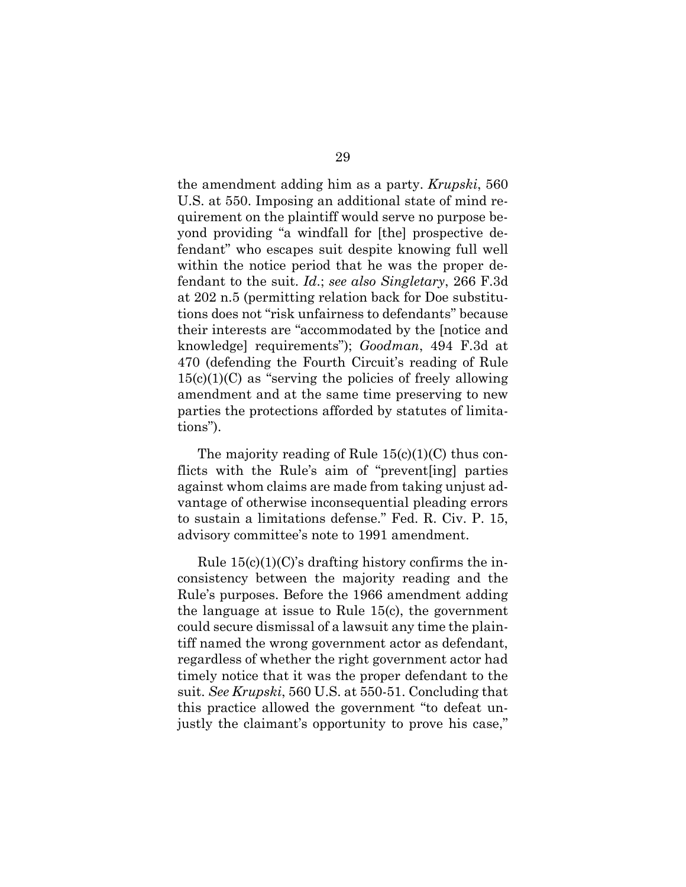the amendment adding him as a party. *Krupski*, 560 U.S. at 550. Imposing an additional state of mind requirement on the plaintiff would serve no purpose beyond providing "a windfall for [the] prospective defendant" who escapes suit despite knowing full well within the notice period that he was the proper defendant to the suit. *Id.*; *see also Singletary*, 266 F.3d at 202 n.5 (permitting relation back for Doe substitutions does not "risk unfairness to defendants" because their interests are "accommodated by the [notice and knowledge] requirements"); *Goodman*, 494 F.3d at 470 (defending the Fourth Circuit's reading of Rule 15(c)(1)(C) as "serving the policies of freely allowing amendment and at the same time preserving to new parties the protections afforded by statutes of limitations").

The majority reading of Rule 15(c)(1)(C) thus conflicts with the Rule's aim of "prevent[ing] parties against whom claims are made from taking unjust advantage of otherwise inconsequential pleading errors to sustain a limitations defense." Fed. R. Civ. P. 15, advisory committee's note to 1991 amendment.

Rule 15(c)(1)(C)'s drafting history confirms the inconsistency between the majority reading and the Rule's purposes. Before the 1966 amendment adding the language at issue to Rule 15(c), the government could secure dismissal of a lawsuit any time the plaintiff named the wrong government actor as defendant, regardless of whether the right government actor had timely notice that it was the proper defendant to the suit. *See Krupski*, 560 U.S. at 550-51. Concluding that this practice allowed the government "to defeat unjustly the claimant's opportunity to prove his case,"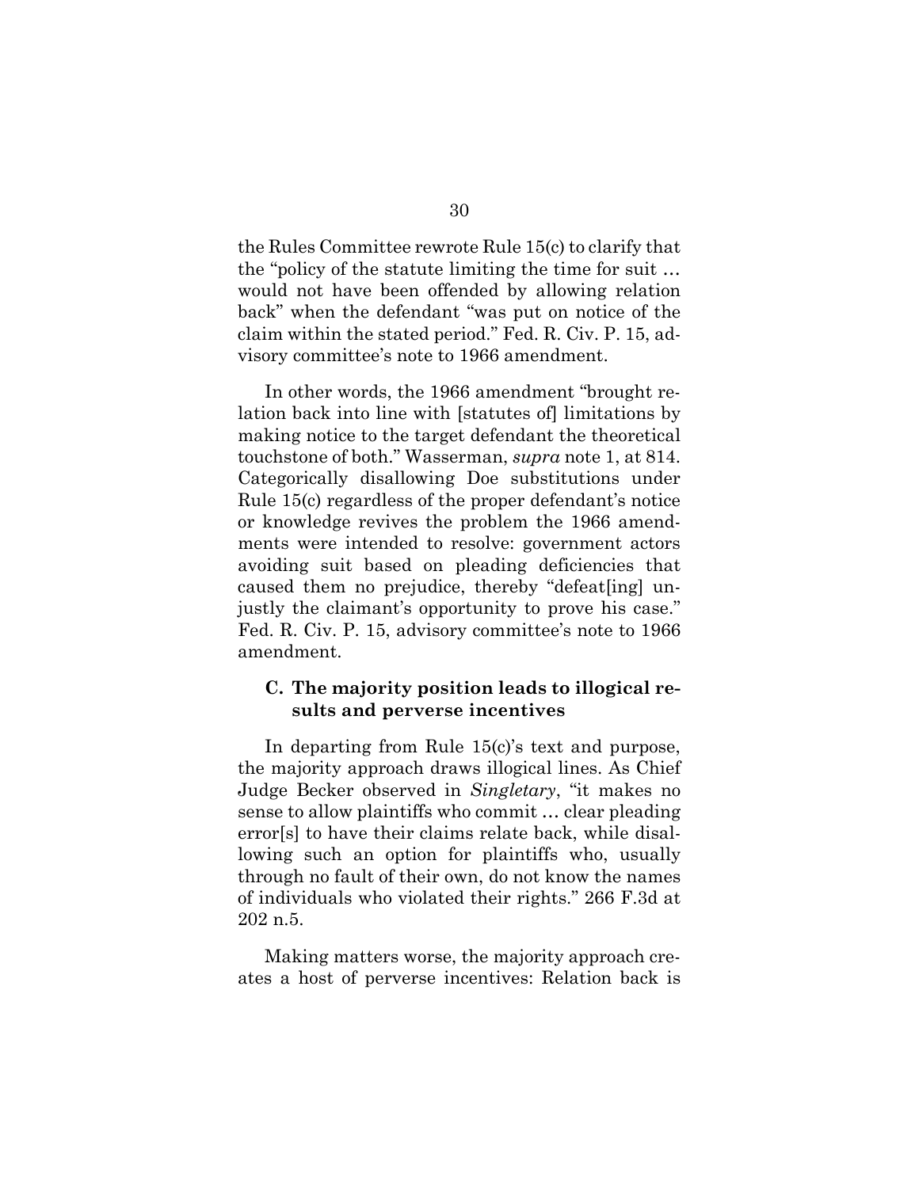the Rules Committee rewrote Rule 15(c) to clarify that the "policy of the statute limiting the time for suit … would not have been offended by allowing relation back" when the defendant "was put on notice of the claim within the stated period." Fed. R. Civ. P. 15, advisory committee's note to 1966 amendment.

In other words, the 1966 amendment "brought relation back into line with [statutes of] limitations by making notice to the target defendant the theoretical touchstone of both." Wasserman, *supra* note 1, at 814. Categorically disallowing Doe substitutions under Rule 15(c) regardless of the proper defendant's notice or knowledge revives the problem the 1966 amendments were intended to resolve: government actors avoiding suit based on pleading deficiencies that caused them no prejudice, thereby "defeat[ing] unjustly the claimant's opportunity to prove his case." Fed. R. Civ. P. 15, advisory committee's note to 1966 amendment.

### C. The majority position leads to illogical results and perverse incentives

In departing from Rule 15(c)'s text and purpose, the majority approach draws illogical lines. As Chief Judge Becker observed in *Singletary*, "it makes no sense to allow plaintiffs who commit … clear pleading error[s] to have their claims relate back, while disallowing such an option for plaintiffs who, usually through no fault of their own, do not know the names of individuals who violated their rights." 266 F.3d at 202 n.5.

Making matters worse, the majority approach creates a host of perverse incentives: Relation back is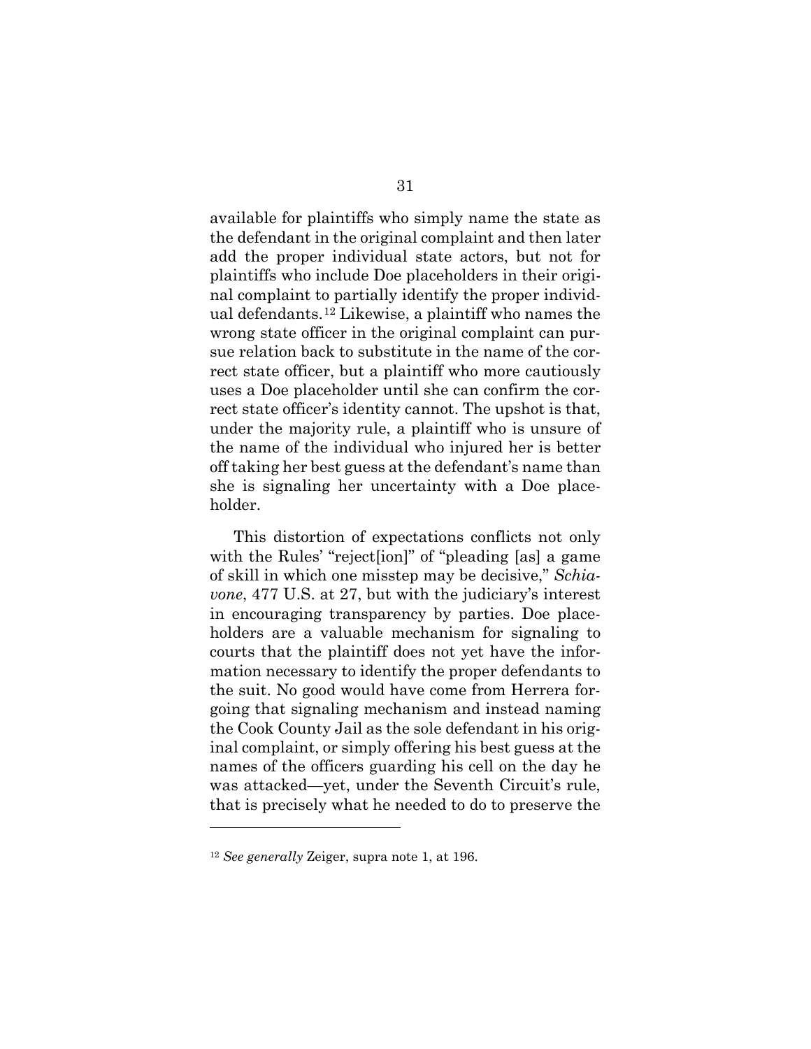available for plaintiffs who simply name the state as the defendant in the original complaint and then later add the proper individual state actors, but not for plaintiffs who include Doe placeholders in their original complaint to partially identify the proper individual defendants.[12] Likewise, a plaintiff who names the wrong state officer in the original complaint can pursue relation back to substitute in the name of the correct state officer, but a plaintiff who more cautiously uses a Doe placeholder until she can confirm the correct state officer's identity cannot. The upshot is that, under the majority rule, a plaintiff who is unsure of the name of the individual who injured her is better off taking her best guess at the defendant's name than she is signaling her uncertainty with a Doe placeholder.

This distortion of expectations conflicts not only with the Rules' "reject[ion]" of "pleading [as] a game of skill in which one misstep may be decisive," *Schiavone*, 477 U.S. at 27, but with the judiciary's interest in encouraging transparency by parties. Doe placeholders are a valuable mechanism for signaling to courts that the plaintiff does not yet have the information necessary to identify the proper defendants to the suit. No good would have come from Herrera forgoing that signaling mechanism and instead naming the Cook County Jail as the sole defendant in his original complaint, or simply offering his best guess at the names of the officers guarding his cell on the day he was attacked—yet, under the Seventh Circuit's rule, that is precisely what he needed to do to preserve the

---

[12] *See generally* Zeiger, supra note 1, at 196.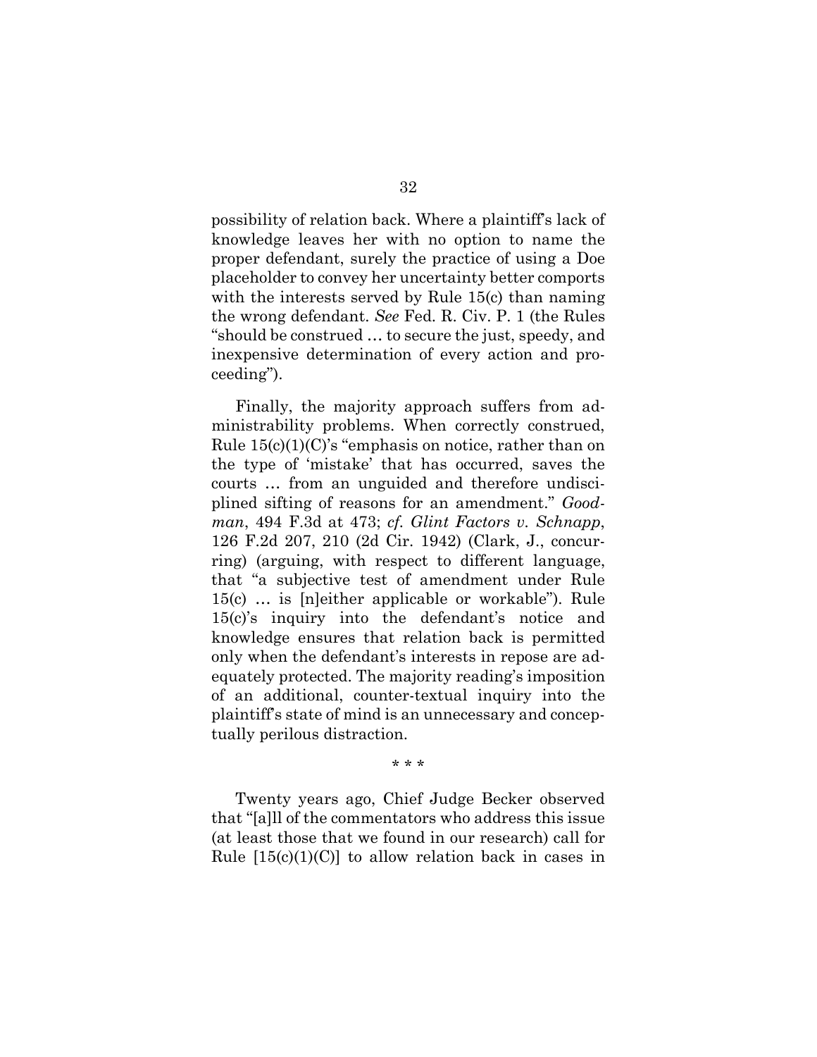possibility of relation back. Where a plaintiff's lack of knowledge leaves her with no option to name the proper defendant, surely the practice of using a Doe placeholder to convey her uncertainty better comports with the interests served by Rule 15(c) than naming the wrong defendant. *See* Fed. R. Civ. P. 1 (the Rules "should be construed … to secure the just, speedy, and inexpensive determination of every action and proceeding").

Finally, the majority approach suffers from administrability problems. When correctly construed, Rule 15(c)(1)(C)'s "emphasis on notice, rather than on the type of 'mistake' that has occurred, saves the courts … from an unguided and therefore undisciplined sifting of reasons for an amendment." *Goodman*, 494 F.3d at 473; *cf. Glint Factors v. Schnapp*, 126 F.2d 207, 210 (2d Cir. 1942) (Clark, J., concurring) (arguing, with respect to different language, that "a subjective test of amendment under Rule 15(c) … is [n]either applicable or workable"). Rule 15(c)'s inquiry into the defendant's notice and knowledge ensures that relation back is permitted only when the defendant's interests in repose are adequately protected. The majority reading's imposition of an additional, counter-textual inquiry into the plaintiff's state of mind is an unnecessary and conceptually perilous distraction.

\* \* \*

Twenty years ago, Chief Judge Becker observed that "[a]ll of the commentators who address this issue (at least those that we found in our research) call for Rule [15(c)(1)(C)] to allow relation back in cases in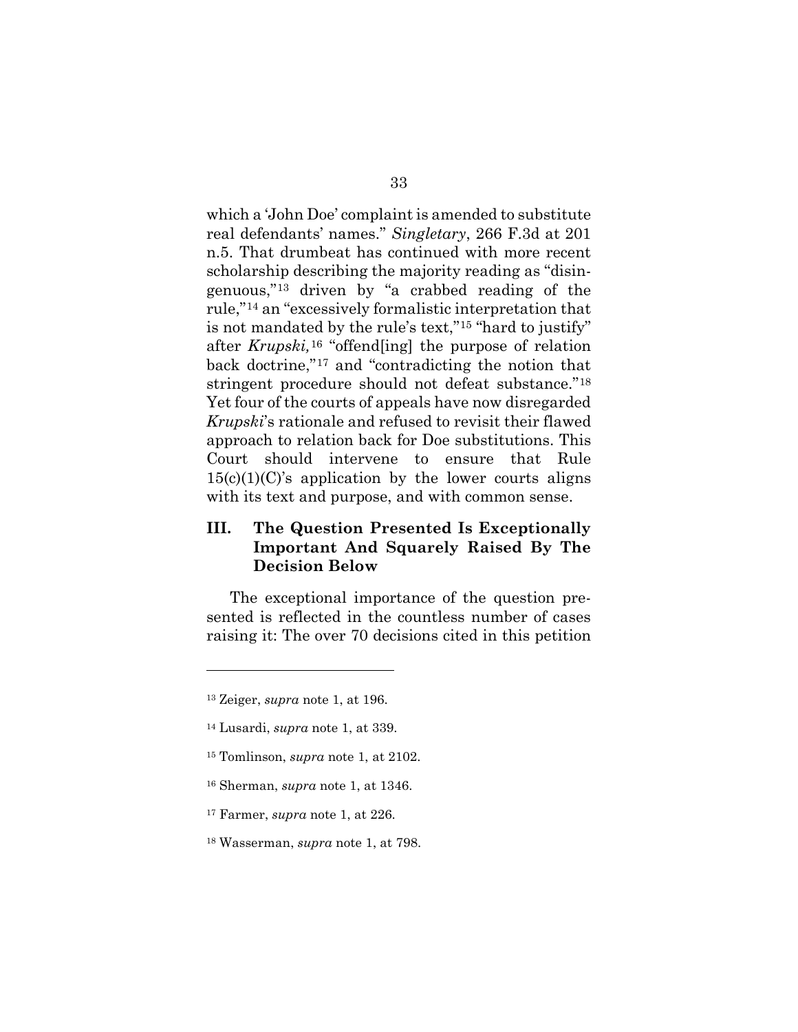which a 'John Doe' complaint is amended to substitute real defendants' names." *Singletary*, 266 F.3d at 201 n.5. That drumbeat has continued with more recent scholarship describing the majority reading as "disingenuous,"[13] driven by "a crabbed reading of the rule,"[14] an "excessively formalistic interpretation that is not mandated by the rule's text,"[15] "hard to justify" after *Krupski,*[16] "offend[ing] the purpose of relation back doctrine,"[17] and "contradicting the notion that stringent procedure should not defeat substance."[18] Yet four of the courts of appeals have now disregarded *Krupski*'s rationale and refused to revisit their flawed approach to relation back for Doe substitutions. This Court should intervene to ensure that Rule 15(c)(1)(C)'s application by the lower courts aligns with its text and purpose, and with common sense.

## III. The Question Presented Is Exceptionally Important And Squarely Raised By The Decision Below

The exceptional importance of the question presented is reflected in the countless number of cases raising it: The over 70 decisions cited in this petition

---

[13] Zeiger, *supra* note 1, at 196.

[14] Lusardi, *supra* note 1, at 339.

[15] Tomlinson, *supra* note 1, at 2102.

[16] Sherman, *supra* note 1, at 1346.

[17] Farmer, *supra* note 1, at 226.

[18] Wasserman, *supra* note 1, at 798.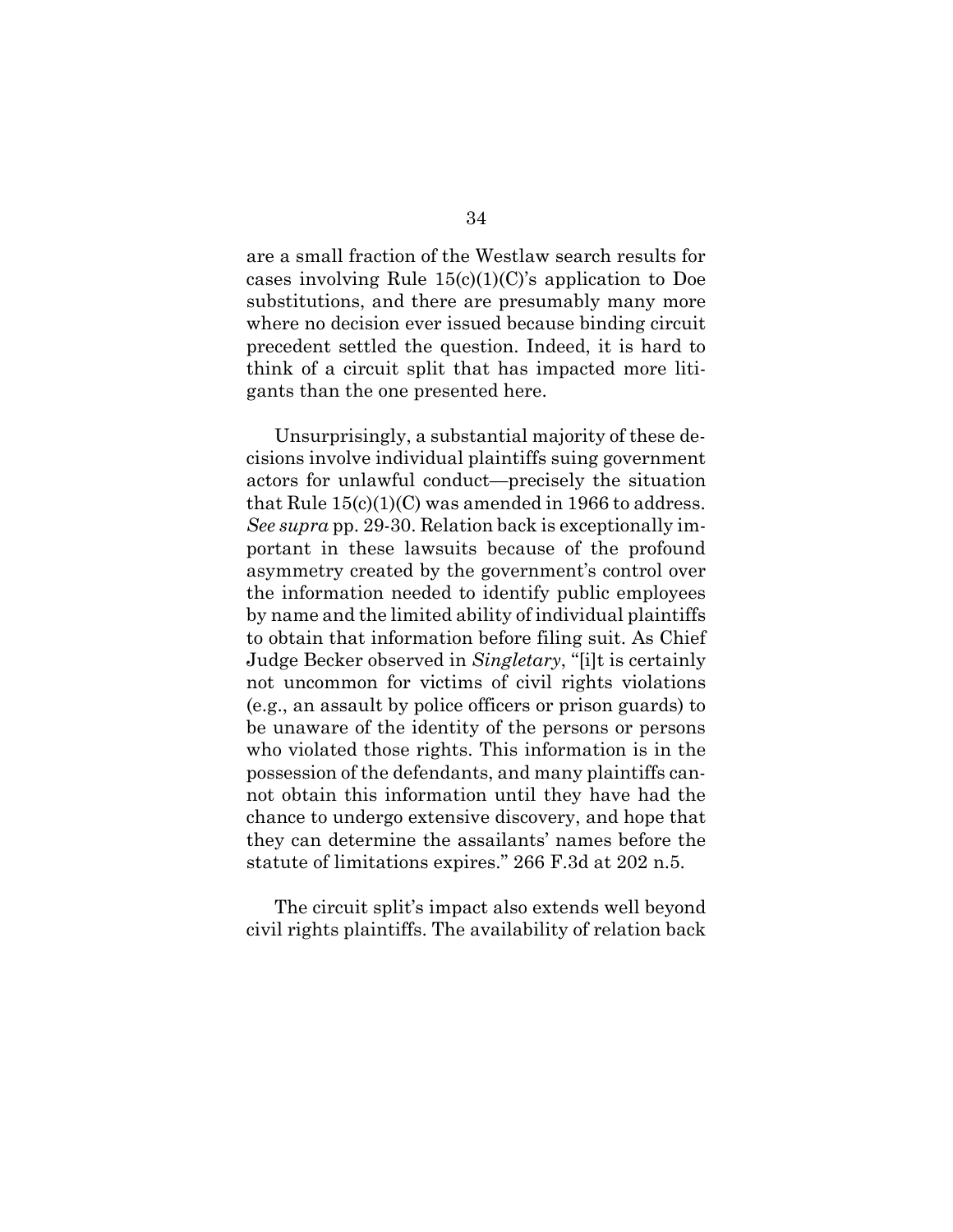are a small fraction of the Westlaw search results for cases involving Rule 15(c)(1)(C)'s application to Doe substitutions, and there are presumably many more where no decision ever issued because binding circuit precedent settled the question. Indeed, it is hard to think of a circuit split that has impacted more litigants than the one presented here.

Unsurprisingly, a substantial majority of these decisions involve individual plaintiffs suing government actors for unlawful conduct—precisely the situation that Rule 15(c)(1)(C) was amended in 1966 to address. *See supra* pp. 29-30. Relation back is exceptionally important in these lawsuits because of the profound asymmetry created by the government's control over the information needed to identify public employees by name and the limited ability of individual plaintiffs to obtain that information before filing suit. As Chief Judge Becker observed in *Singletary*, "[i]t is certainly not uncommon for victims of civil rights violations (e.g., an assault by police officers or prison guards) to be unaware of the identity of the persons or persons who violated those rights. This information is in the possession of the defendants, and many plaintiffs cannot obtain this information until they have had the chance to undergo extensive discovery, and hope that they can determine the assailants' names before the statute of limitations expires." 266 F.3d at 202 n.5.

The circuit split's impact also extends well beyond civil rights plaintiffs. The availability of relation back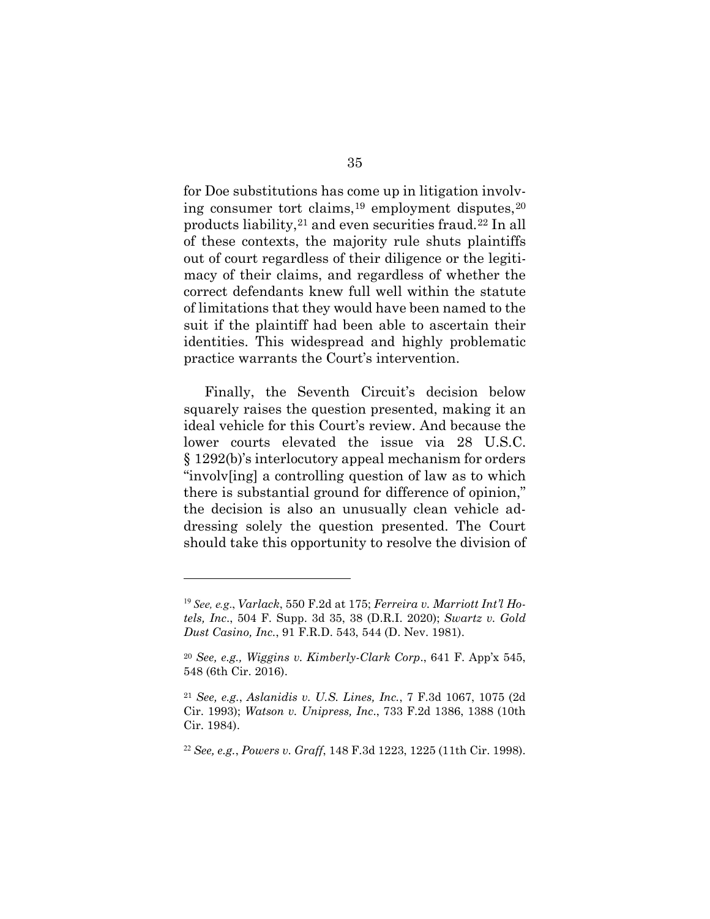for Doe substitutions has come up in litigation involving consumer tort claims,[19] employment disputes,[20] products liability,[21] and even securities fraud.[22] In all of these contexts, the majority rule shuts plaintiffs out of court regardless of their diligence or the legitimacy of their claims, and regardless of whether the correct defendants knew full well within the statute of limitations that they would have been named to the suit if the plaintiff had been able to ascertain their identities. This widespread and highly problematic practice warrants the Court's intervention.

Finally, the Seventh Circuit's decision below squarely raises the question presented, making it an ideal vehicle for this Court's review. And because the lower courts elevated the issue via 28 U.S.C. § 1292(b)'s interlocutory appeal mechanism for orders "involv[ing] a controlling question of law as to which there is substantial ground for difference of opinion," the decision is also an unusually clean vehicle addressing solely the question presented. The Court should take this opportunity to resolve the division of

---

[19] *See, e.g.*, *Varlack*, 550 F.2d at 175; *Ferreira v. Marriott Int'l Hotels, Inc.*, 504 F. Supp. 3d 35, 38 (D.R.I. 2020); *Swartz v. Gold Dust Casino, Inc.*, 91 F.R.D. 543, 544 (D. Nev. 1981).

[20] *See, e.g., Wiggins v. Kimberly-Clark Corp.*, 641 F. App'x 545, 548 (6th Cir. 2016).

[21] *See, e.g.*, *Aslanidis v. U.S. Lines, Inc.*, 7 F.3d 1067, 1075 (2d Cir. 1993); *Watson v. Unipress, Inc.*, 733 F.2d 1386, 1388 (10th Cir. 1984).

[22] *See, e.g.*, *Powers v. Graff*, 148 F.3d 1223, 1225 (11th Cir. 1998).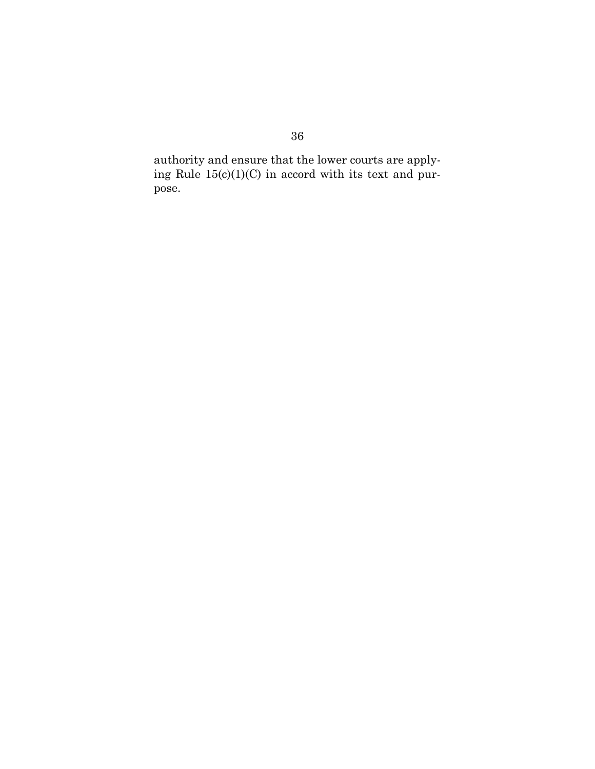authority and ensure that the lower courts are applying Rule 15(c)(1)(C) in accord with its text and purpose.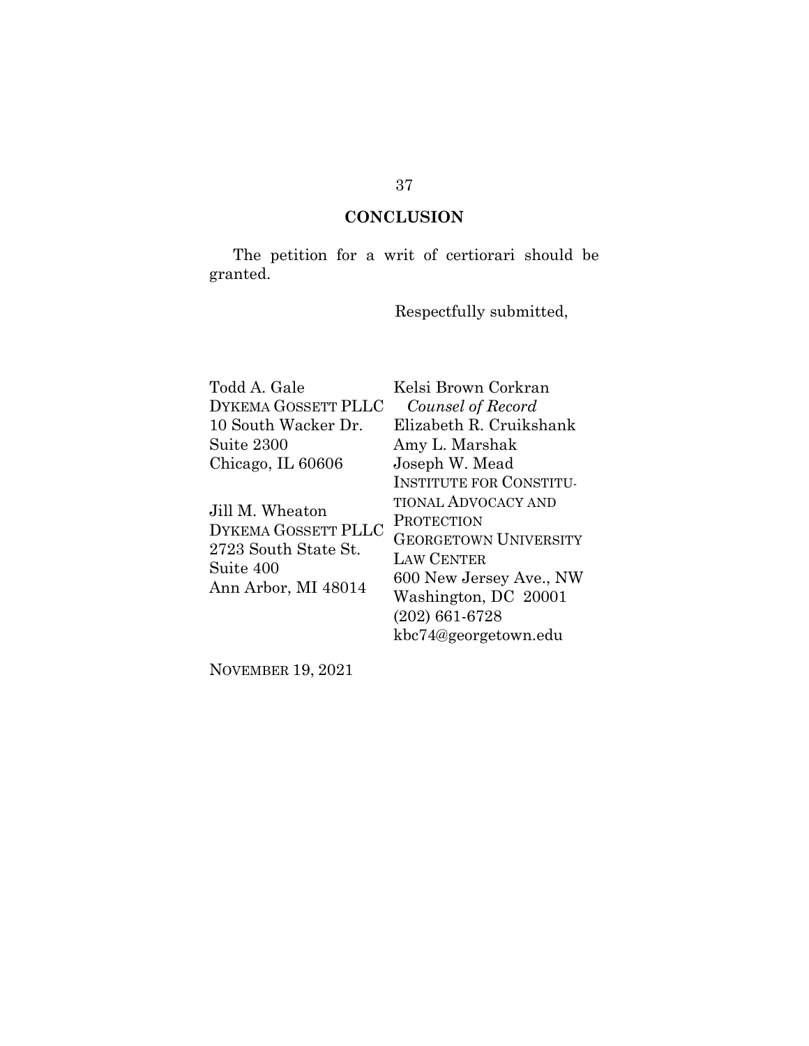## CONCLUSION

The petition for a writ of certiorari should be granted.

Respectfully submitted,

Kelsi Brown Corkran
*Counsel of Record*
Elizabeth R. Cruikshank
Amy L. Marshak
Joseph W. Mead
INSTITUTE FOR CONSTITUTIONAL ADVOCACY AND PROTECTION
GEORGETOWN UNIVERSITY LAW CENTER
600 New Jersey Ave., NW
Washington, DC 20001
(202) 661-6728
kbc74@georgetown.edu

Todd A. Gale
DYKEMA GOSSETT PLLC
10 South Wacker Dr.
Suite 2300
Chicago, IL 60606

Jill M. Wheaton
DYKEMA GOSSETT PLLC
2723 South State St.
Suite 400
Ann Arbor, MI 48014

NOVEMBER 19, 2021